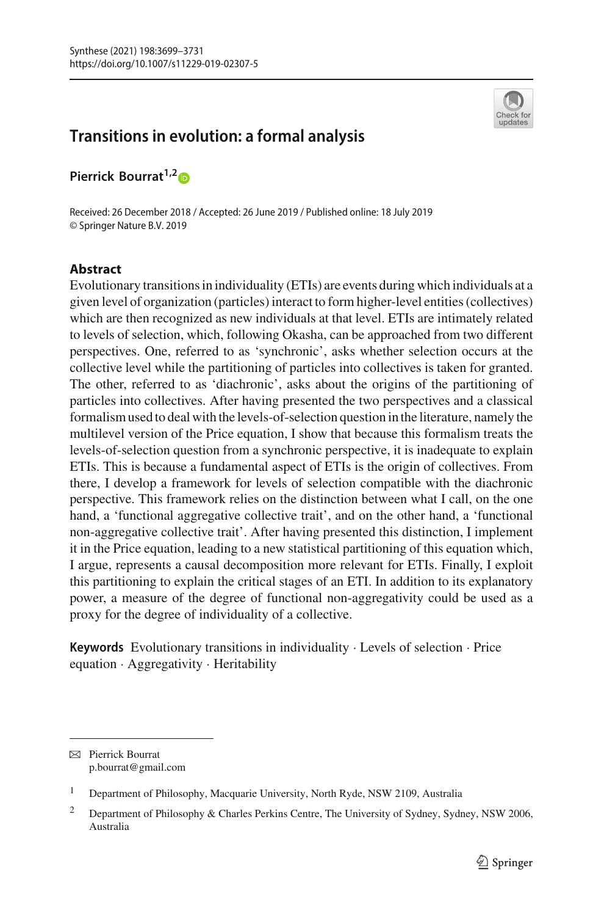# Transitions in evolution: a formal analysis

**Pierrick Bourrat**[1,2]

Received: 26 December 2018 / Accepted: 26 June 2019 / Published online: 18 July 2019
© Springer Nature B.V. 2019

## Abstract

Evolutionary transitions in individuality (ETIs) are events during which individuals at a given level of organization (particles) interact to form higher-level entities (collectives) which are then recognized as new individuals at that level. ETIs are intimately related to levels of selection, which, following Okasha, can be approached from two different perspectives. One, referred to as 'synchronic', asks whether selection occurs at the collective level while the partitioning of particles into collectives is taken for granted. The other, referred to as 'diachronic', asks about the origins of the partitioning of particles into collectives. After having presented the two perspectives and a classical formalism used to deal with the levels-of-selection question in the literature, namely the multilevel version of the Price equation, I show that because this formalism treats the levels-of-selection question from a synchronic perspective, it is inadequate to explain ETIs. This is because a fundamental aspect of ETIs is the origin of collectives. From there, I develop a framework for levels of selection compatible with the diachronic perspective. This framework relies on the distinction between what I call, on the one hand, a 'functional aggregative collective trait', and on the other hand, a 'functional non-aggregative collective trait'. After having presented this distinction, I implement it in the Price equation, leading to a new statistical partitioning of this equation which, I argue, represents a causal decomposition more relevant for ETIs. Finally, I exploit this partitioning to explain the critical stages of an ETI. In addition to its explanatory power, a measure of the degree of functional non-aggregativity could be used as a proxy for the degree of individuality of a collective.

**Keywords** Evolutionary transitions in individuality · Levels of selection · Price equation · Aggregativity · Heritability

---

✉ Pierrick Bourrat
p.bourrat@gmail.com

[1] Department of Philosophy, Macquarie University, North Ryde, NSW 2109, Australia

[2] Department of Philosophy & Charles Perkins Centre, The University of Sydney, Sydney, NSW 2006, Australia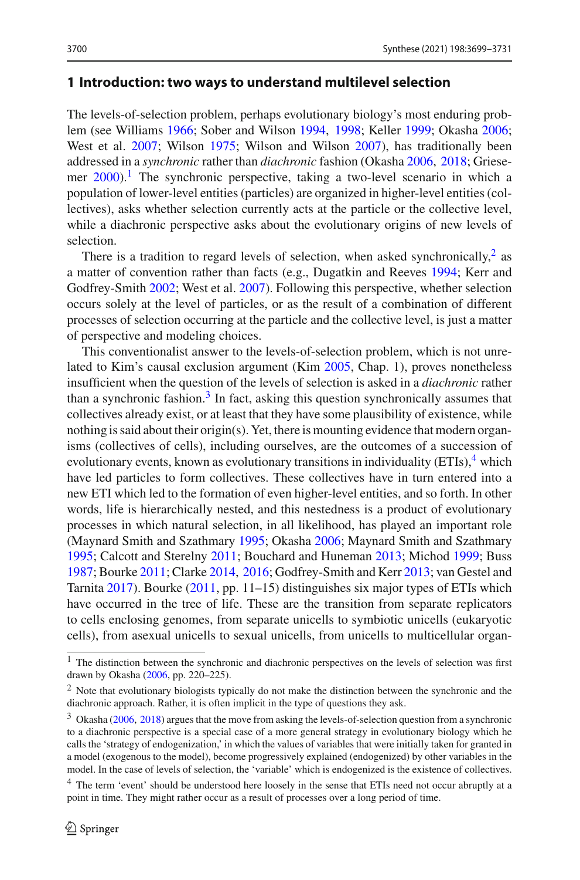## 1 Introduction: two ways to understand multilevel selection

The levels-of-selection problem, perhaps evolutionary biology's most enduring problem (see Williams 1966; Sober and Wilson 1994, 1998; Keller 1999; Okasha 2006; West et al. 2007; Wilson 1975; Wilson and Wilson 2007), has traditionally been addressed in a *synchronic* rather than *diachronic* fashion (Okasha 2006, 2018; Griesemer 2000).[1] The synchronic perspective, taking a two-level scenario in which a population of lower-level entities (particles) are organized in higher-level entities (collectives), asks whether selection currently acts at the particle or the collective level, while a diachronic perspective asks about the evolutionary origins of new levels of selection.

There is a tradition to regard levels of selection, when asked synchronically,[2] as a matter of convention rather than facts (e.g., Dugatkin and Reeves 1994; Kerr and Godfrey-Smith 2002; West et al. 2007). Following this perspective, whether selection occurs solely at the level of particles, or as the result of a combination of different processes of selection occurring at the particle and the collective level, is just a matter of perspective and modeling choices.

This conventionalist answer to the levels-of-selection problem, which is not unrelated to Kim's causal exclusion argument (Kim 2005, Chap. 1), proves nonetheless insufficient when the question of the levels of selection is asked in a *diachronic* rather than a synchronic fashion.[3] In fact, asking this question synchronically assumes that collectives already exist, or at least that they have some plausibility of existence, while nothing is said about their origin(s). Yet, there is mounting evidence that modern organisms (collectives of cells), including ourselves, are the outcomes of a succession of evolutionary events, known as evolutionary transitions in individuality (ETIs),[4] which have led particles to form collectives. These collectives have in turn entered into a new ETI which led to the formation of even higher-level entities, and so forth. In other words, life is hierarchically nested, and this nestedness is a product of evolutionary processes in which natural selection, in all likelihood, has played an important role (Maynard Smith and Szathmary 1995; Okasha 2006; Maynard Smith and Szathmary 1995; Calcott and Sterelny 2011; Bouchard and Huneman 2013; Michod 1999; Buss 1987; Bourke 2011; Clarke 2014, 2016; Godfrey-Smith and Kerr 2013; van Gestel and Tarnita 2017). Bourke (2011, pp. 11–15) distinguishes six major types of ETIs which have occurred in the tree of life. These are the transition from separate replicators to cells enclosing genomes, from separate unicells to symbiotic unicells (eukaryotic cells), from asexual unicells to sexual unicells, from unicells to multicellular organ-

---

[1] The distinction between the synchronic and diachronic perspectives on the levels of selection was first drawn by Okasha (2006, pp. 220–225).

[2] Note that evolutionary biologists typically do not make the distinction between the synchronic and the diachronic approach. Rather, it is often implicit in the type of questions they ask.

[3] Okasha (2006, 2018) argues that the move from asking the levels-of-selection question from a synchronic to a diachronic perspective is a special case of a more general strategy in evolutionary biology which he calls the 'strategy of endogenization,' in which the values of variables that were initially taken for granted in a model (exogenous to the model), become progressively explained (endogenized) by other variables in the model. In the case of levels of selection, the 'variable' which is endogenized is the existence of collectives.

[4] The term 'event' should be understood here loosely in the sense that ETIs need not occur abruptly at a point in time. They might rather occur as a result of processes over a long period of time.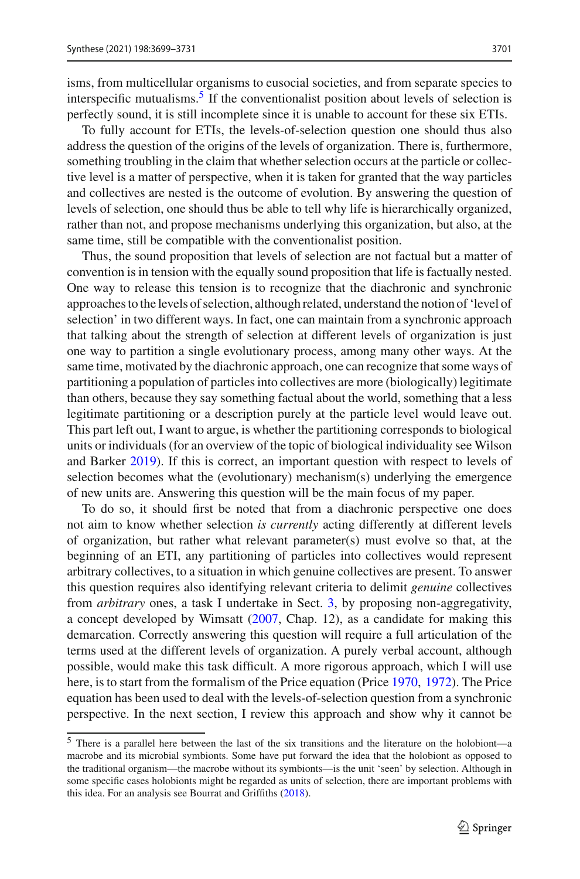isms, from multicellular organisms to eusocial societies, and from separate species to interspecific mutualisms.[5] If the conventionalist position about levels of selection is perfectly sound, it is still incomplete since it is unable to account for these six ETIs.

To fully account for ETIs, the levels-of-selection question one should thus also address the question of the origins of the levels of organization. There is, furthermore, something troubling in the claim that whether selection occurs at the particle or collective level is a matter of perspective, when it is taken for granted that the way particles and collectives are nested is the outcome of evolution. By answering the question of levels of selection, one should thus be able to tell why life is hierarchically organized, rather than not, and propose mechanisms underlying this organization, but also, at the same time, still be compatible with the conventionalist position.

Thus, the sound proposition that levels of selection are not factual but a matter of convention is in tension with the equally sound proposition that life is factually nested. One way to release this tension is to recognize that the diachronic and synchronic approaches to the levels of selection, although related, understand the notion of 'level of selection' in two different ways. In fact, one can maintain from a synchronic approach that talking about the strength of selection at different levels of organization is just one way to partition a single evolutionary process, among many other ways. At the same time, motivated by the diachronic approach, one can recognize that some ways of partitioning a population of particles into collectives are more (biologically) legitimate than others, because they say something factual about the world, something that a less legitimate partitioning or a description purely at the particle level would leave out. This part left out, I want to argue, is whether the partitioning corresponds to biological units or individuals (for an overview of the topic of biological individuality see Wilson and Barker 2019). If this is correct, an important question with respect to levels of selection becomes what the (evolutionary) mechanism(s) underlying the emergence of new units are. Answering this question will be the main focus of my paper.

To do so, it should first be noted that from a diachronic perspective one does not aim to know whether selection *is currently* acting differently at different levels of organization, but rather what relevant parameter(s) must evolve so that, at the beginning of an ETI, any partitioning of particles into collectives would represent arbitrary collectives, to a situation in which genuine collectives are present. To answer this question requires also identifying relevant criteria to delimit *genuine* collectives from *arbitrary* ones, a task I undertake in Sect. 3, by proposing non-aggregativity, a concept developed by Wimsatt (2007, Chap. 12), as a candidate for making this demarcation. Correctly answering this question will require a full articulation of the terms used at the different levels of organization. A purely verbal account, although possible, would make this task difficult. A more rigorous approach, which I will use here, is to start from the formalism of the Price equation (Price 1970, 1972). The Price equation has been used to deal with the levels-of-selection question from a synchronic perspective. In the next section, I review this approach and show why it cannot be

[5] There is a parallel here between the last of the six transitions and the literature on the holobiont—a macrobe and its microbial symbionts. Some have put forward the idea that the holobiont as opposed to the traditional organism—the macrobe without its symbionts—is the unit 'seen' by selection. Although in some specific cases holobionts might be regarded as units of selection, there are important problems with this idea. For an analysis see Bourrat and Griffiths (2018).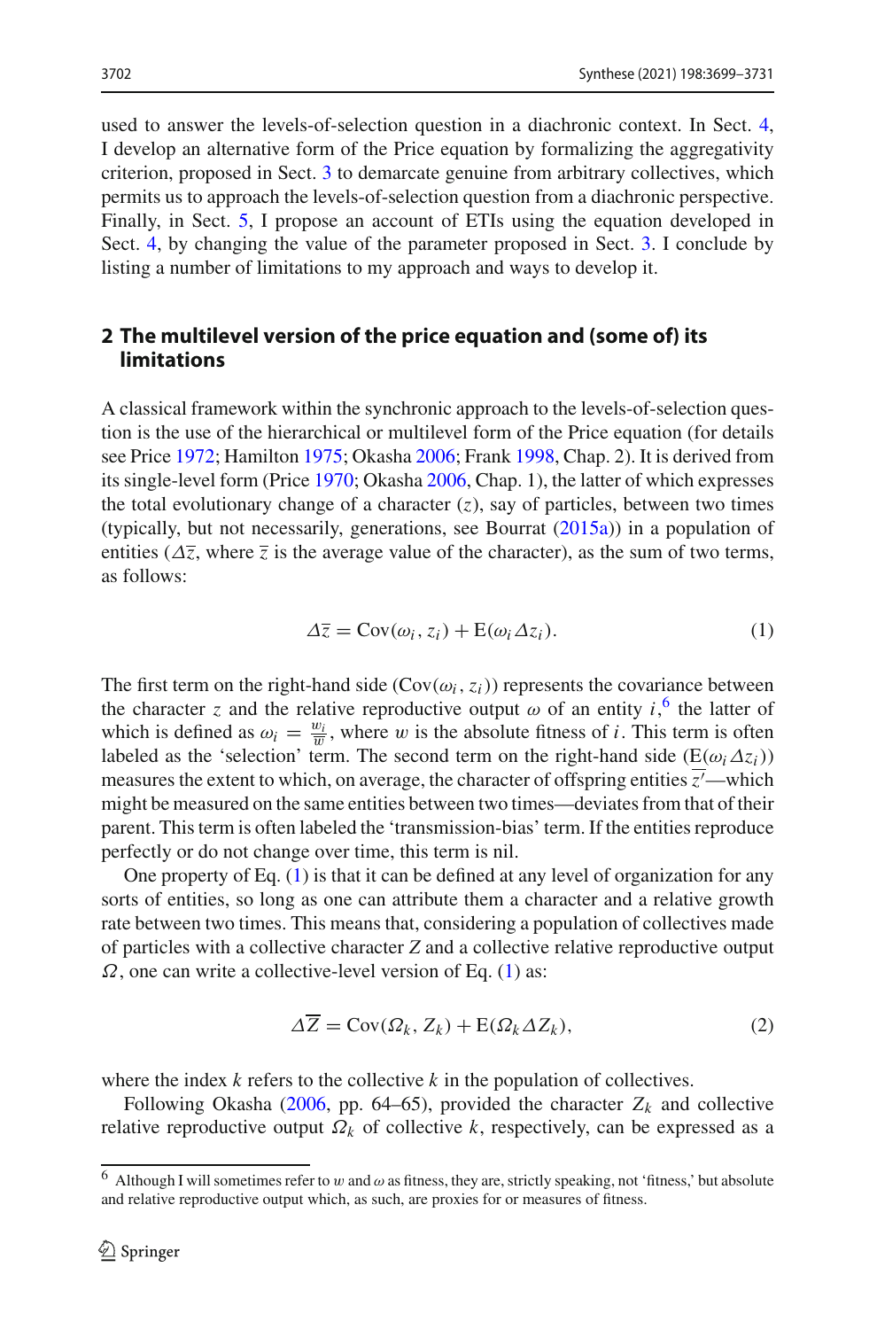used to answer the levels-of-selection question in a diachronic context. In Sect. 4, I develop an alternative form of the Price equation by formalizing the aggregativity criterion, proposed in Sect. 3 to demarcate genuine from arbitrary collectives, which permits us to approach the levels-of-selection question from a diachronic perspective. Finally, in Sect. 5, I propose an account of ETIs using the equation developed in Sect. 4, by changing the value of the parameter proposed in Sect. 3. I conclude by listing a number of limitations to my approach and ways to develop it.

## 2 The multilevel version of the price equation and (some of) its limitations

A classical framework within the synchronic approach to the levels-of-selection question is the use of the hierarchical or multilevel form of the Price equation (for details see Price 1972; Hamilton 1975; Okasha 2006; Frank 1998, Chap. 2). It is derived from its single-level form (Price 1970; Okasha 2006, Chap. 1), the latter of which expresses the total evolutionary change of a character ($z$), say of particles, between two times (typically, but not necessarily, generations, see Bourrat (2015a)) in a population of entities ($\Delta\bar{z}$, where $\bar{z}$ is the average value of the character), as the sum of two terms, as follows:

$$\Delta\bar{z} = \mathrm{Cov}(\omega_i, z_i) + \mathrm{E}(\omega_i \Delta z_i). \tag{1}$$

The first term on the right-hand side ($\mathrm{Cov}(\omega_i, z_i)$) represents the covariance between the character $z$ and the relative reproductive output $\omega$ of an entity $i$,[6] the latter of which is defined as $\omega_i = \frac{w_i}{\bar{w}}$, where $w$ is the absolute fitness of $i$. This term is often labeled as the 'selection' term. The second term on the right-hand side ($\mathrm{E}(\omega_i \Delta z_i)$) measures the extent to which, on average, the character of offspring entities $\overline{z'}$—which might be measured on the same entities between two times—deviates from that of their parent. This term is often labeled the 'transmission-bias' term. If the entities reproduce perfectly or do not change over time, this term is nil.

One property of Eq. (1) is that it can be defined at any level of organization for any sorts of entities, so long as one can attribute them a character and a relative growth rate between two times. This means that, considering a population of collectives made of particles with a collective character $Z$ and a collective relative reproductive output $\Omega$, one can write a collective-level version of Eq. (1) as:

$$\Delta\overline{Z} = \mathrm{Cov}(\Omega_k, Z_k) + \mathrm{E}(\Omega_k \Delta Z_k), \tag{2}$$

where the index $k$ refers to the collective $k$ in the population of collectives.

Following Okasha (2006, pp. 64–65), provided the character $Z_k$ and collective relative reproductive output $\Omega_k$ of collective $k$, respectively, can be expressed as a

[6] Although I will sometimes refer to $w$ and $\omega$ as fitness, they are, strictly speaking, not 'fitness,' but absolute and relative reproductive output which, as such, are proxies for or measures of fitness.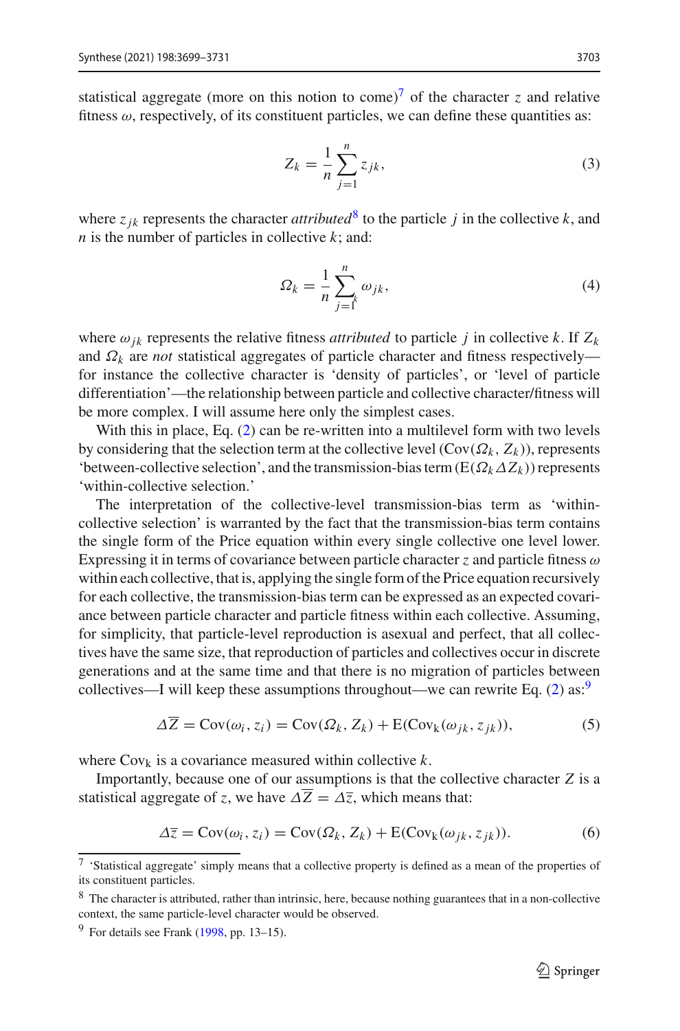statistical aggregate (more on this notion to come)[7] of the character $z$ and relative fitness $\omega$, respectively, of its constituent particles, we can define these quantities as:

$$Z_k = \frac{1}{n}\sum_{j=1}^{n} z_{jk}, \tag{3}$$

where $z_{jk}$ represents the character *attributed*[8] to the particle $j$ in the collective $k$, and $n$ is the number of particles in collective $k$; and:

$$\Omega_k = \frac{1}{n}\sum_{j=1}^{n} \omega_{jk}, \tag{4}$$

where $\omega_{jk}$ represents the relative fitness *attributed* to particle $j$ in collective $k$. If $Z_k$ and $\Omega_k$ are *not* statistical aggregates of particle character and fitness respectively—for instance the collective character is 'density of particles', or 'level of particle differentiation'—the relationship between particle and collective character/fitness will be more complex. I will assume here only the simplest cases.

With this in place, Eq. (2) can be re-written into a multilevel form with two levels by considering that the selection term at the collective level ($\text{Cov}(\Omega_k, Z_k)$), represents 'between-collective selection', and the transmission-bias term ($\text{E}(\Omega_k \Delta Z_k)$) represents 'within-collective selection.'

The interpretation of the collective-level transmission-bias term as 'within-collective selection' is warranted by the fact that the transmission-bias term contains the single form of the Price equation within every single collective one level lower. Expressing it in terms of covariance between particle character $z$ and particle fitness $\omega$ within each collective, that is, applying the single form of the Price equation recursively for each collective, the transmission-bias term can be expressed as an expected covariance between particle character and particle fitness within each collective. Assuming, for simplicity, that particle-level reproduction is asexual and perfect, that all collectives have the same size, that reproduction of particles and collectives occur in discrete generations and at the same time and that there is no migration of particles between collectives—I will keep these assumptions throughout—we can rewrite Eq. (2) as:[9]

$$\Delta\overline{Z} = \text{Cov}(\omega_i, z_i) = \text{Cov}(\Omega_k, Z_k) + \text{E}(\text{Cov}_\text{k}(\omega_{jk}, z_{jk})), \tag{5}$$

where $\text{Cov}_\text{k}$ is a covariance measured within collective $k$.

Importantly, because one of our assumptions is that the collective character $Z$ is a statistical aggregate of $z$, we have $\Delta\overline{Z} = \Delta\overline{z}$, which means that:

$$\Delta\overline{z} = \text{Cov}(\omega_i, z_i) = \text{Cov}(\Omega_k, Z_k) + \text{E}(\text{Cov}_\text{k}(\omega_{jk}, z_{jk})). \tag{6}$$

[7] 'Statistical aggregate' simply means that a collective property is defined as a mean of the properties of its constituent particles.

[8] The character is attributed, rather than intrinsic, here, because nothing guarantees that in a non-collective context, the same particle-level character would be observed.

[9] For details see Frank (1998, pp. 13–15).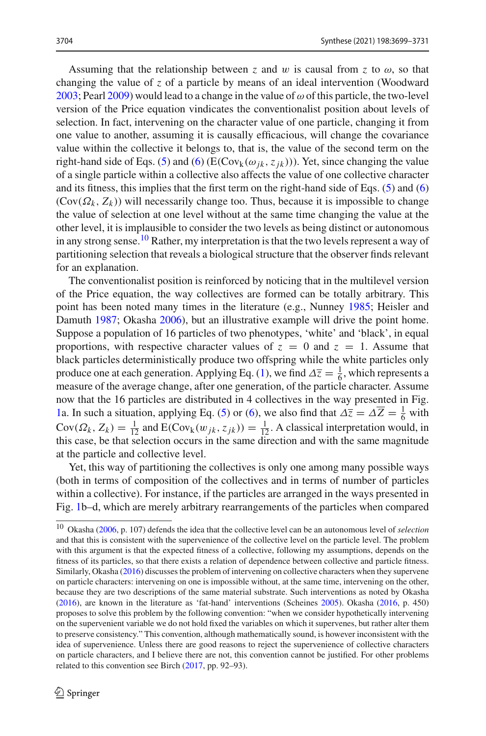Assuming that the relationship between $z$ and $w$ is causal from $z$ to $\omega$, so that changing the value of $z$ of a particle by means of an ideal intervention (Woodward 2003; Pearl 2009) would lead to a change in the value of $\omega$ of this particle, the two-level version of the Price equation vindicates the conventionalist position about levels of selection. In fact, intervening on the character value of one particle, changing it from one value to another, assuming it is causally efficacious, will change the covariance value within the collective it belongs to, that is, the value of the second term on the right-hand side of Eqs. (5) and (6) ($\mathrm{E}(\mathrm{Cov}_{\mathrm{k}}(\omega_{jk}, z_{jk}))$). Yet, since changing the value of a single particle within a collective also affects the value of one collective character and its fitness, this implies that the first term on the right-hand side of Eqs. (5) and (6) ($\mathrm{Cov}(\Omega_k, Z_k)$) will necessarily change too. Thus, because it is impossible to change the value of selection at one level without at the same time changing the value at the other level, it is implausible to consider the two levels as being distinct or autonomous in any strong sense.[10] Rather, my interpretation is that the two levels represent a way of partitioning selection that reveals a biological structure that the observer finds relevant for an explanation.

The conventionalist position is reinforced by noticing that in the multilevel version of the Price equation, the way collectives are formed can be totally arbitrary. This point has been noted many times in the literature (e.g., Nunney 1985; Heisler and Damuth 1987; Okasha 2006), but an illustrative example will drive the point home. Suppose a population of 16 particles of two phenotypes, 'white' and 'black', in equal proportions, with respective character values of $z = 0$ and $z = 1$. Assume that black particles deterministically produce two offspring while the white particles only produce one at each generation. Applying Eq. (1), we find $\Delta\overline{z} = \frac{1}{6}$, which represents a measure of the average change, after one generation, of the particle character. Assume now that the 16 particles are distributed in 4 collectives in the way presented in Fig. 1a. In such a situation, applying Eq. (5) or (6), we also find that $\Delta\overline{z} = \Delta\overline{Z} = \frac{1}{6}$ with $\mathrm{Cov}(\Omega_k, Z_k) = \frac{1}{12}$ and $\mathrm{E}(\mathrm{Cov}_{\mathrm{k}}(w_{jk}, z_{jk})) = \frac{1}{12}$. A classical interpretation would, in this case, be that selection occurs in the same direction and with the same magnitude at the particle and collective level.

Yet, this way of partitioning the collectives is only one among many possible ways (both in terms of composition of the collectives and in terms of number of particles within a collective). For instance, if the particles are arranged in the ways presented in Fig. 1b–d, which are merely arbitrary rearrangements of the particles when compared

[10] Okasha (2006, p. 107) defends the idea that the collective level can be an autonomous level of *selection* and that this is consistent with the supervenience of the collective level on the particle level. The problem with this argument is that the expected fitness of a collective, following my assumptions, depends on the fitness of its particles, so that there exists a relation of dependence between collective and particle fitness. Similarly, Okasha (2016) discusses the problem of intervening on collective characters when they supervene on particle characters: intervening on one is impossible without, at the same time, intervening on the other, because they are two descriptions of the same material substrate. Such interventions as noted by Okasha (2016), are known in the literature as 'fat-hand' interventions (Scheines 2005). Okasha (2016, p. 450) proposes to solve this problem by the following convention: "when we consider hypothetically intervening on the supervenient variable we do not hold fixed the variables on which it supervenes, but rather alter them to preserve consistency." This convention, although mathematically sound, is however inconsistent with the idea of supervenience. Unless there are good reasons to reject the supervenience of collective characters on particle characters, and I believe there are not, this convention cannot be justified. For other problems related to this convention see Birch (2017, pp. 92–93).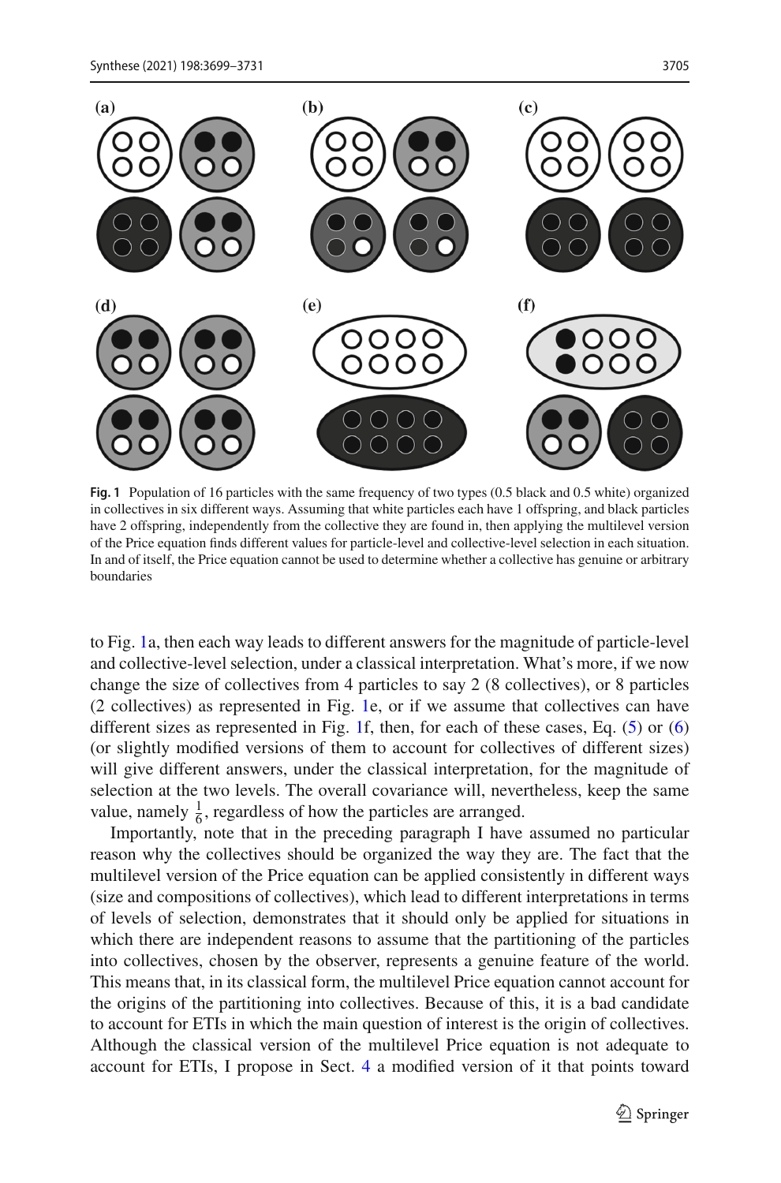**Fig. 1** Population of 16 particles with the same frequency of two types (0.5 black and 0.5 white) organized in collectives in six different ways. Assuming that white particles each have 1 offspring, and black particles have 2 offspring, independently from the collective they are found in, then applying the multilevel version of the Price equation finds different values for particle-level and collective-level selection in each situation. In and of itself, the Price equation cannot be used to determine whether a collective has genuine or arbitrary boundaries

to Fig. 1a, then each way leads to different answers for the magnitude of particle-level and collective-level selection, under a classical interpretation. What's more, if we now change the size of collectives from 4 particles to say 2 (8 collectives), or 8 particles (2 collectives) as represented in Fig. 1e, or if we assume that collectives can have different sizes as represented in Fig. 1f, then, for each of these cases, Eq. (5) or (6) (or slightly modified versions of them to account for collectives of different sizes) will give different answers, under the classical interpretation, for the magnitude of selection at the two levels. The overall covariance will, nevertheless, keep the same value, namely $\frac{1}{6}$, regardless of how the particles are arranged.

Importantly, note that in the preceding paragraph I have assumed no particular reason why the collectives should be organized the way they are. The fact that the multilevel version of the Price equation can be applied consistently in different ways (size and compositions of collectives), which lead to different interpretations in terms of levels of selection, demonstrates that it should only be applied for situations in which there are independent reasons to assume that the partitioning of the particles into collectives, chosen by the observer, represents a genuine feature of the world. This means that, in its classical form, the multilevel Price equation cannot account for the origins of the partitioning into collectives. Because of this, it is a bad candidate to account for ETIs in which the main question of interest is the origin of collectives. Although the classical version of the multilevel Price equation is not adequate to account for ETIs, I propose in Sect. 4 a modified version of it that points toward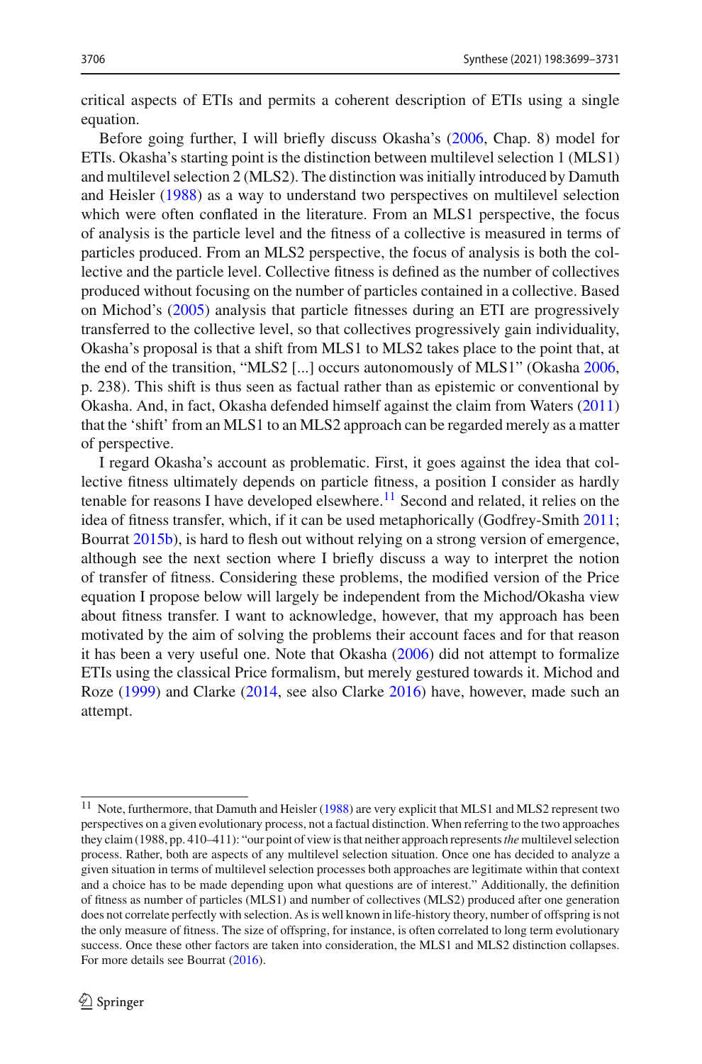critical aspects of ETIs and permits a coherent description of ETIs using a single equation.

Before going further, I will briefly discuss Okasha's (2006, Chap. 8) model for ETIs. Okasha's starting point is the distinction between multilevel selection 1 (MLS1) and multilevel selection 2 (MLS2). The distinction was initially introduced by Damuth and Heisler (1988) as a way to understand two perspectives on multilevel selection which were often conflated in the literature. From an MLS1 perspective, the focus of analysis is the particle level and the fitness of a collective is measured in terms of particles produced. From an MLS2 perspective, the focus of analysis is both the collective and the particle level. Collective fitness is defined as the number of collectives produced without focusing on the number of particles contained in a collective. Based on Michod's (2005) analysis that particle fitnesses during an ETI are progressively transferred to the collective level, so that collectives progressively gain individuality, Okasha's proposal is that a shift from MLS1 to MLS2 takes place to the point that, at the end of the transition, "MLS2 [...] occurs autonomously of MLS1" (Okasha 2006, p. 238). This shift is thus seen as factual rather than as epistemic or conventional by Okasha. And, in fact, Okasha defended himself against the claim from Waters (2011) that the 'shift' from an MLS1 to an MLS2 approach can be regarded merely as a matter of perspective.

I regard Okasha's account as problematic. First, it goes against the idea that collective fitness ultimately depends on particle fitness, a position I consider as hardly tenable for reasons I have developed elsewhere.[11] Second and related, it relies on the idea of fitness transfer, which, if it can be used metaphorically (Godfrey-Smith 2011; Bourrat 2015b), is hard to flesh out without relying on a strong version of emergence, although see the next section where I briefly discuss a way to interpret the notion of transfer of fitness. Considering these problems, the modified version of the Price equation I propose below will largely be independent from the Michod/Okasha view about fitness transfer. I want to acknowledge, however, that my approach has been motivated by the aim of solving the problems their account faces and for that reason it has been a very useful one. Note that Okasha (2006) did not attempt to formalize ETIs using the classical Price formalism, but merely gestured towards it. Michod and Roze (1999) and Clarke (2014, see also Clarke 2016) have, however, made such an attempt.

[11] Note, furthermore, that Damuth and Heisler (1988) are very explicit that MLS1 and MLS2 represent two perspectives on a given evolutionary process, not a factual distinction. When referring to the two approaches they claim (1988, pp. 410–411): "our point of view is that neither approach represents *the* multilevel selection process. Rather, both are aspects of any multilevel selection situation. Once one has decided to analyze a given situation in terms of multilevel selection processes both approaches are legitimate within that context and a choice has to be made depending upon what questions are of interest." Additionally, the definition of fitness as number of particles (MLS1) and number of collectives (MLS2) produced after one generation does not correlate perfectly with selection. As is well known in life-history theory, number of offspring is not the only measure of fitness. The size of offspring, for instance, is often correlated to long term evolutionary success. Once these other factors are taken into consideration, the MLS1 and MLS2 distinction collapses. For more details see Bourrat (2016).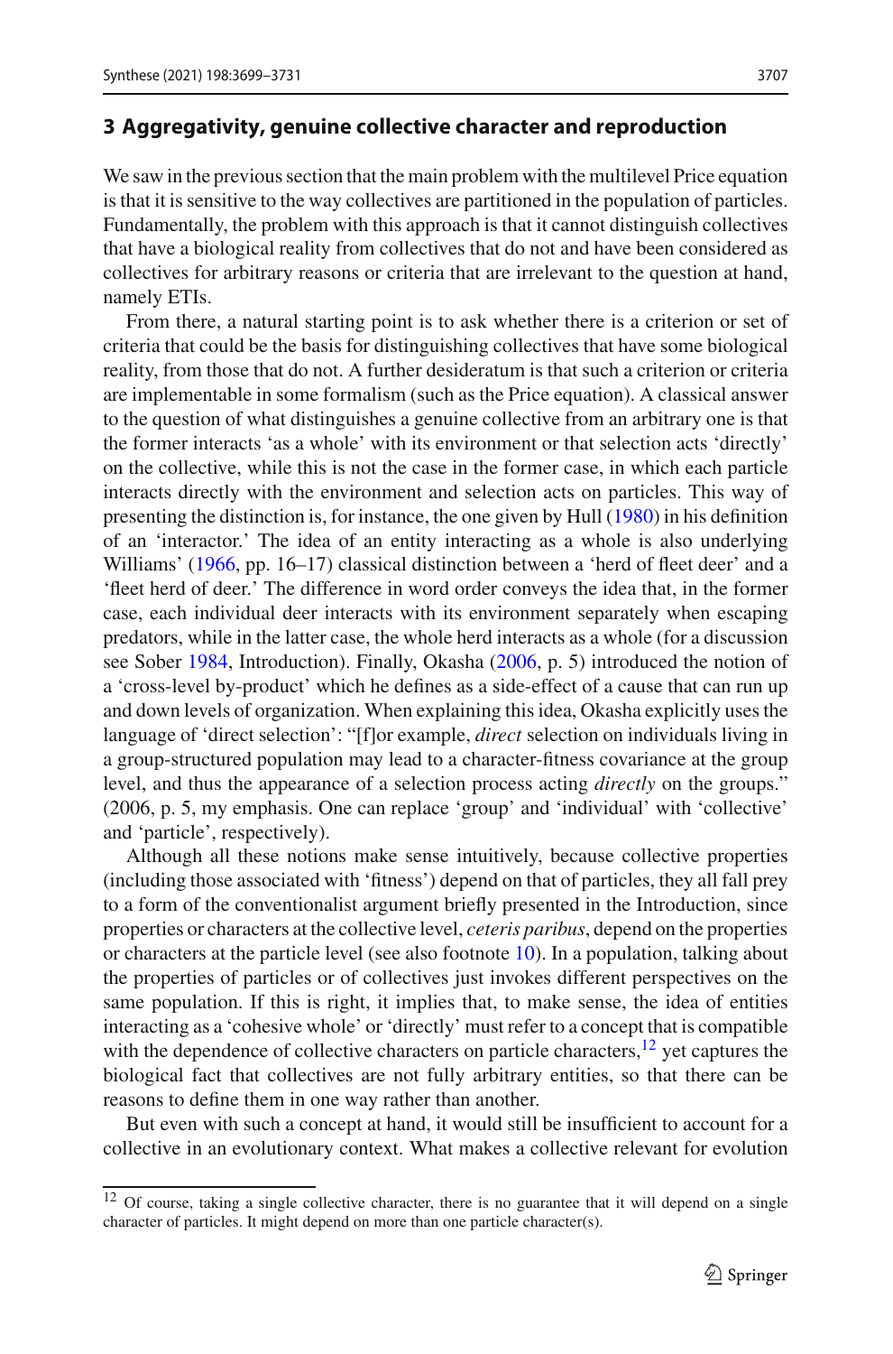## 3 Aggregativity, genuine collective character and reproduction

We saw in the previous section that the main problem with the multilevel Price equation is that it is sensitive to the way collectives are partitioned in the population of particles. Fundamentally, the problem with this approach is that it cannot distinguish collectives that have a biological reality from collectives that do not and have been considered as collectives for arbitrary reasons or criteria that are irrelevant to the question at hand, namely ETIs.

From there, a natural starting point is to ask whether there is a criterion or set of criteria that could be the basis for distinguishing collectives that have some biological reality, from those that do not. A further desideratum is that such a criterion or criteria are implementable in some formalism (such as the Price equation). A classical answer to the question of what distinguishes a genuine collective from an arbitrary one is that the former interacts 'as a whole' with its environment or that selection acts 'directly' on the collective, while this is not the case in the former case, in which each particle interacts directly with the environment and selection acts on particles. This way of presenting the distinction is, for instance, the one given by Hull (1980) in his definition of an 'interactor.' The idea of an entity interacting as a whole is also underlying Williams' (1966, pp. 16–17) classical distinction between a 'herd of fleet deer' and a 'fleet herd of deer.' The difference in word order conveys the idea that, in the former case, each individual deer interacts with its environment separately when escaping predators, while in the latter case, the whole herd interacts as a whole (for a discussion see Sober 1984, Introduction). Finally, Okasha (2006, p. 5) introduced the notion of a 'cross-level by-product' which he defines as a side-effect of a cause that can run up and down levels of organization. When explaining this idea, Okasha explicitly uses the language of 'direct selection': "[f]or example, *direct* selection on individuals living in a group-structured population may lead to a character-fitness covariance at the group level, and thus the appearance of a selection process acting *directly* on the groups." (2006, p. 5, my emphasis. One can replace 'group' and 'individual' with 'collective' and 'particle', respectively).

Although all these notions make sense intuitively, because collective properties (including those associated with 'fitness') depend on that of particles, they all fall prey to a form of the conventionalist argument briefly presented in the Introduction, since properties or characters at the collective level, *ceteris paribus*, depend on the properties or characters at the particle level (see also footnote 10). In a population, talking about the properties of particles or of collectives just invokes different perspectives on the same population. If this is right, it implies that, to make sense, the idea of entities interacting as a 'cohesive whole' or 'directly' must refer to a concept that is compatible with the dependence of collective characters on particle characters,[12] yet captures the biological fact that collectives are not fully arbitrary entities, so that there can be reasons to define them in one way rather than another.

But even with such a concept at hand, it would still be insufficient to account for a collective in an evolutionary context. What makes a collective relevant for evolution

[12] Of course, taking a single collective character, there is no guarantee that it will depend on a single character of particles. It might depend on more than one particle character(s).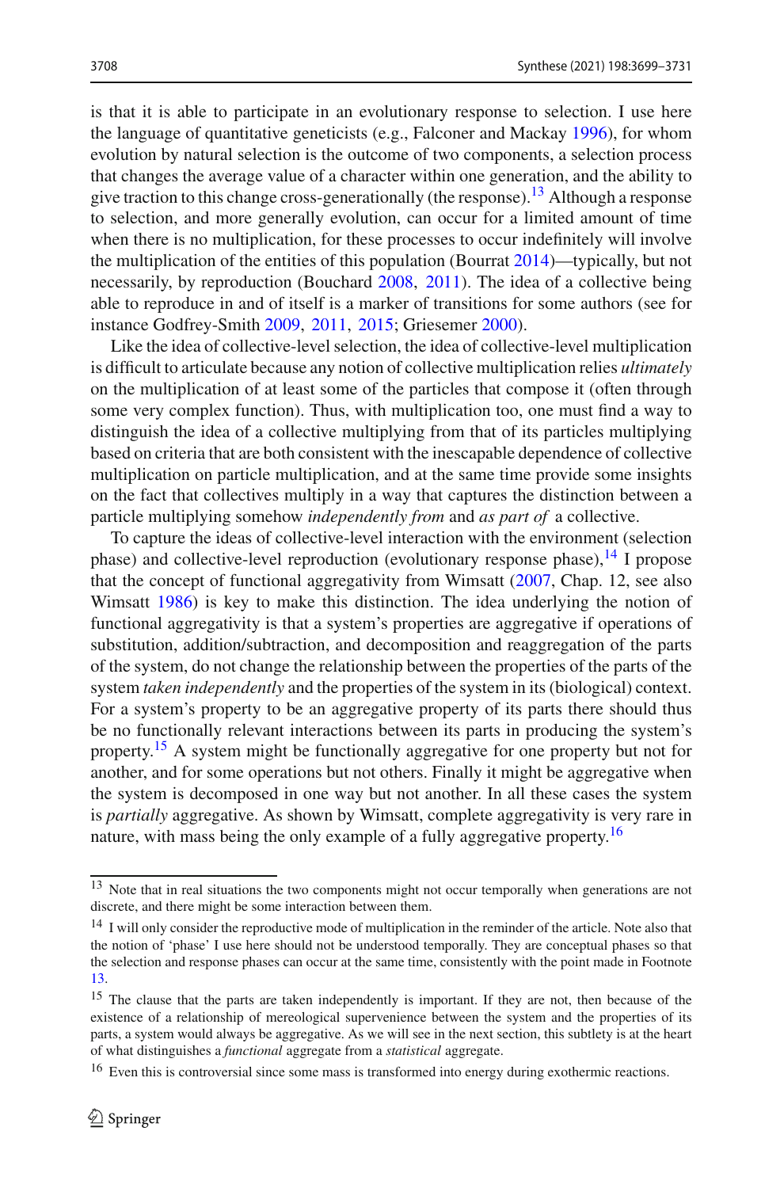is that it is able to participate in an evolutionary response to selection. I use here the language of quantitative geneticists (e.g., Falconer and Mackay 1996), for whom evolution by natural selection is the outcome of two components, a selection process that changes the average value of a character within one generation, and the ability to give traction to this change cross-generationally (the response).[13] Although a response to selection, and more generally evolution, can occur for a limited amount of time when there is no multiplication, for these processes to occur indefinitely will involve the multiplication of the entities of this population (Bourrat 2014)—typically, but not necessarily, by reproduction (Bouchard 2008, 2011). The idea of a collective being able to reproduce in and of itself is a marker of transitions for some authors (see for instance Godfrey-Smith 2009, 2011, 2015; Griesemer 2000).

Like the idea of collective-level selection, the idea of collective-level multiplication is difficult to articulate because any notion of collective multiplication relies *ultimately* on the multiplication of at least some of the particles that compose it (often through some very complex function). Thus, with multiplication too, one must find a way to distinguish the idea of a collective multiplying from that of its particles multiplying based on criteria that are both consistent with the inescapable dependence of collective multiplication on particle multiplication, and at the same time provide some insights on the fact that collectives multiply in a way that captures the distinction between a particle multiplying somehow *independently from* and *as part of* a collective.

To capture the ideas of collective-level interaction with the environment (selection phase) and collective-level reproduction (evolutionary response phase),[14] I propose that the concept of functional aggregativity from Wimsatt (2007, Chap. 12, see also Wimsatt 1986) is key to make this distinction. The idea underlying the notion of functional aggregativity is that a system's properties are aggregative if operations of substitution, addition/subtraction, and decomposition and reaggregation of the parts of the system, do not change the relationship between the properties of the parts of the system *taken independently* and the properties of the system in its (biological) context. For a system's property to be an aggregative property of its parts there should thus be no functionally relevant interactions between its parts in producing the system's property.[15] A system might be functionally aggregative for one property but not for another, and for some operations but not others. Finally it might be aggregative when the system is decomposed in one way but not another. In all these cases the system is *partially* aggregative. As shown by Wimsatt, complete aggregativity is very rare in nature, with mass being the only example of a fully aggregative property.[16]

---

[13] Note that in real situations the two components might not occur temporally when generations are not discrete, and there might be some interaction between them.

[14] I will only consider the reproductive mode of multiplication in the reminder of the article. Note also that the notion of 'phase' I use here should not be understood temporally. They are conceptual phases so that the selection and response phases can occur at the same time, consistently with the point made in Footnote 13.

[15] The clause that the parts are taken independently is important. If they are not, then because of the existence of a relationship of mereological supervenience between the system and the properties of its parts, a system would always be aggregative. As we will see in the next section, this subtlety is at the heart of what distinguishes a *functional* aggregate from a *statistical* aggregate.

[16] Even this is controversial since some mass is transformed into energy during exothermic reactions.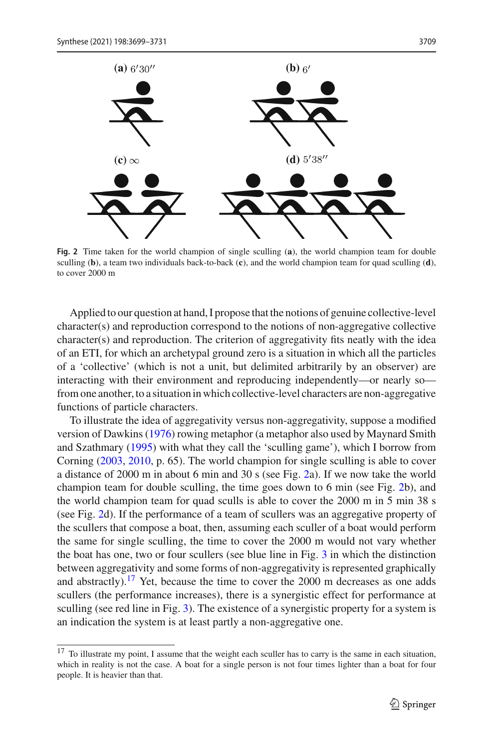(a) $6'30''$

(b) $6'$

(c) $\infty$

(d) $5'38''$

**Fig. 2** Time taken for the world champion of single sculling (**a**), the world champion team for double sculling (**b**), a team two individuals back-to-back (**c**), and the world champion team for quad sculling (**d**), to cover 2000 m

Applied to our question at hand, I propose that the notions of genuine collective-level character(s) and reproduction correspond to the notions of non-aggregative collective character(s) and reproduction. The criterion of aggregativity fits neatly with the idea of an ETI, for which an archetypal ground zero is a situation in which all the particles of a 'collective' (which is not a unit, but delimited arbitrarily by an observer) are interacting with their environment and reproducing independently—or nearly so—from one another, to a situation in which collective-level characters are non-aggregative functions of particle characters.

To illustrate the idea of aggregativity versus non-aggregativity, suppose a modified version of Dawkins (1976) rowing metaphor (a metaphor also used by Maynard Smith and Szathmary (1995) with what they call the 'sculling game'), which I borrow from Corning (2003, 2010, p. 65). The world champion for single sculling is able to cover a distance of 2000 m in about 6 min and 30 s (see Fig. 2a). If we now take the world champion team for double sculling, the time goes down to 6 min (see Fig. 2b), and the world champion team for quad sculls is able to cover the 2000 m in 5 min 38 s (see Fig. 2d). If the performance of a team of scullers was an aggregative property of the scullers that compose a boat, then, assuming each sculler of a boat would perform the same for single sculling, the time to cover the 2000 m would not vary whether the boat has one, two or four scullers (see blue line in Fig. 3 in which the distinction between aggregativity and some forms of non-aggregativity is represented graphically and abstractly).[17] Yet, because the time to cover the 2000 m decreases as one adds scullers (the performance increases), there is a synergistic effect for performance at sculling (see red line in Fig. 3). The existence of a synergistic property for a system is an indication the system is at least partly a non-aggregative one.

[17] To illustrate my point, I assume that the weight each sculler has to carry is the same in each situation, which in reality is not the case. A boat for a single person is not four times lighter than a boat for four people. It is heavier than that.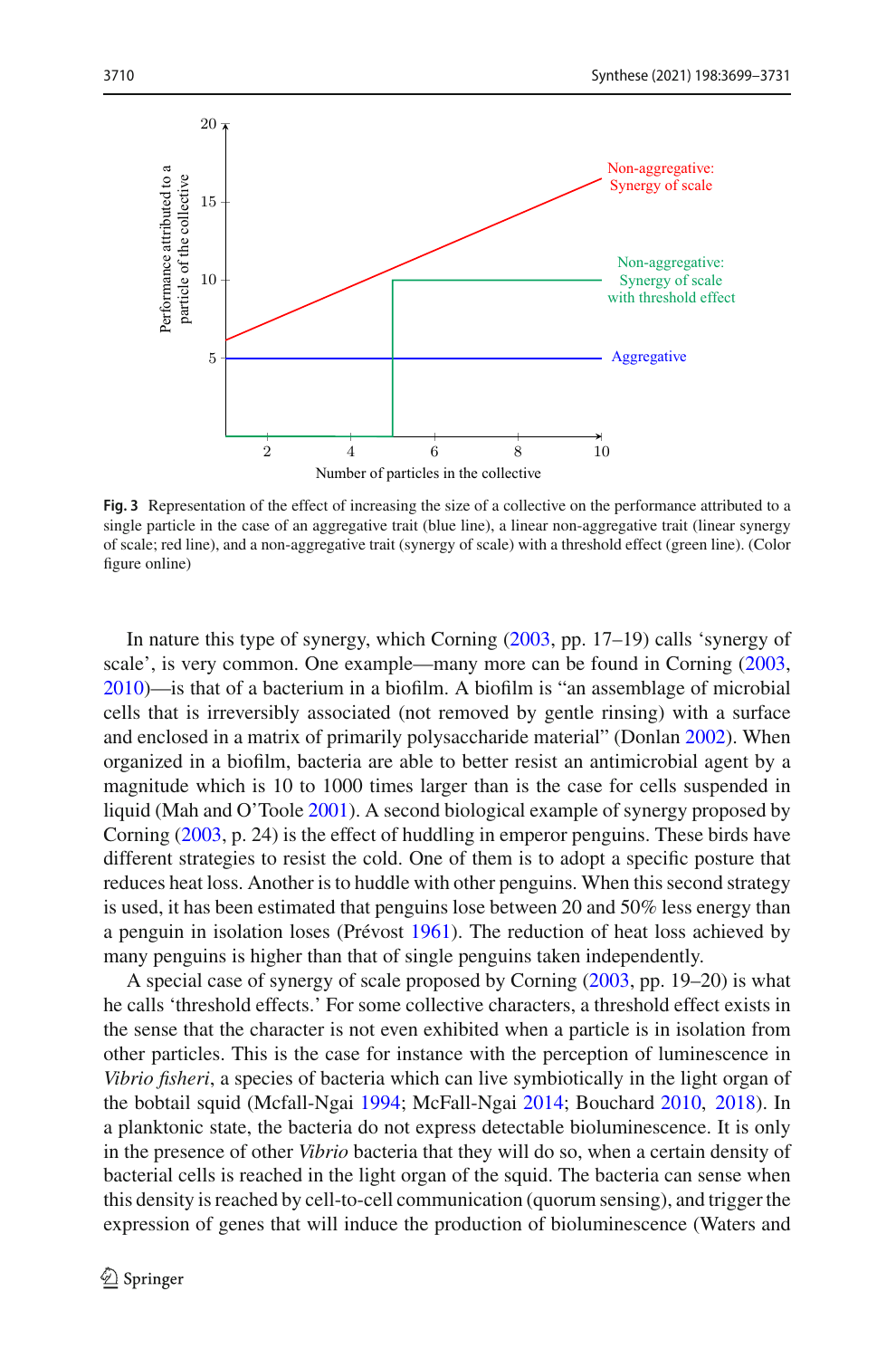**Fig. 3** Representation of the effect of increasing the size of a collective on the performance attributed to a single particle in the case of an aggregative trait (blue line), a linear non-aggregative trait (linear synergy of scale; red line), and a non-aggregative trait (synergy of scale) with a threshold effect (green line). (Color figure online)

In nature this type of synergy, which Corning (2003, pp. 17–19) calls 'synergy of scale', is very common. One example—many more can be found in Corning (2003, 2010)—is that of a bacterium in a biofilm. A biofilm is "an assemblage of microbial cells that is irreversibly associated (not removed by gentle rinsing) with a surface and enclosed in a matrix of primarily polysaccharide material" (Donlan 2002). When organized in a biofilm, bacteria are able to better resist an antimicrobial agent by a magnitude which is 10 to 1000 times larger than is the case for cells suspended in liquid (Mah and O'Toole 2001). A second biological example of synergy proposed by Corning (2003, p. 24) is the effect of huddling in emperor penguins. These birds have different strategies to resist the cold. One of them is to adopt a specific posture that reduces heat loss. Another is to huddle with other penguins. When this second strategy is used, it has been estimated that penguins lose between 20 and 50% less energy than a penguin in isolation loses (Prévost 1961). The reduction of heat loss achieved by many penguins is higher than that of single penguins taken independently.

A special case of synergy of scale proposed by Corning (2003, pp. 19–20) is what he calls 'threshold effects.' For some collective characters, a threshold effect exists in the sense that the character is not even exhibited when a particle is in isolation from other particles. This is the case for instance with the perception of luminescence in *Vibrio fisheri*, a species of bacteria which can live symbiotically in the light organ of the bobtail squid (Mcfall-Ngai 1994; McFall-Ngai 2014; Bouchard 2010, 2018). In a planktonic state, the bacteria do not express detectable bioluminescence. It is only in the presence of other *Vibrio* bacteria that they will do so, when a certain density of bacterial cells is reached in the light organ of the squid. The bacteria can sense when this density is reached by cell-to-cell communication (quorum sensing), and trigger the expression of genes that will induce the production of bioluminescence (Waters and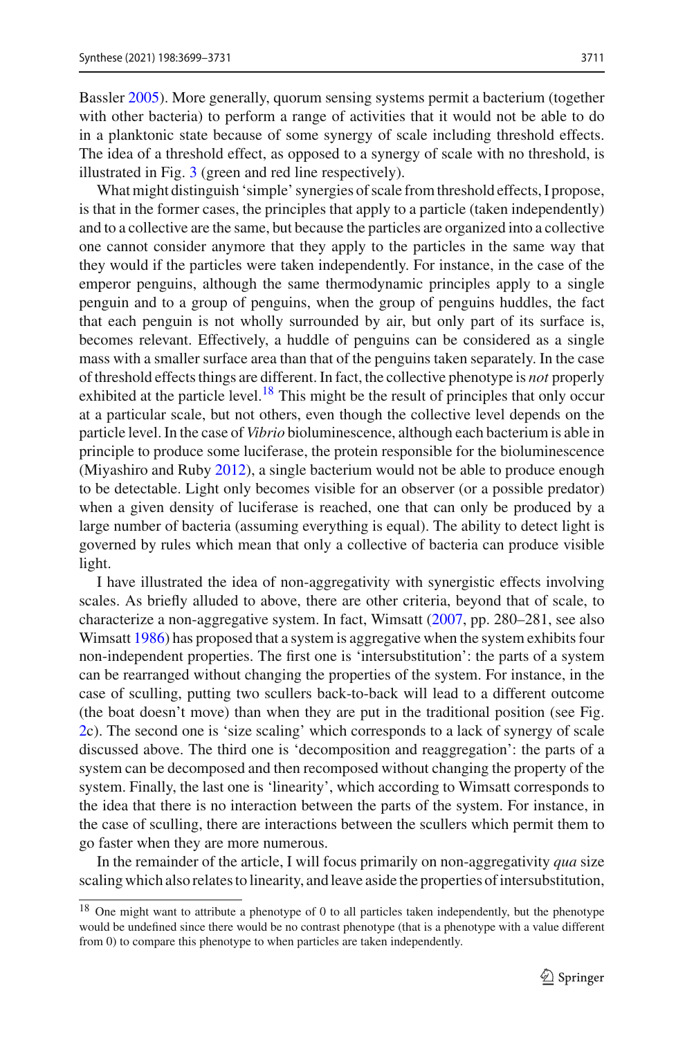Bassler 2005). More generally, quorum sensing systems permit a bacterium (together with other bacteria) to perform a range of activities that it would not be able to do in a planktonic state because of some synergy of scale including threshold effects. The idea of a threshold effect, as opposed to a synergy of scale with no threshold, is illustrated in Fig. 3 (green and red line respectively).

What might distinguish 'simple' synergies of scale from threshold effects, I propose, is that in the former cases, the principles that apply to a particle (taken independently) and to a collective are the same, but because the particles are organized into a collective one cannot consider anymore that they apply to the particles in the same way that they would if the particles were taken independently. For instance, in the case of the emperor penguins, although the same thermodynamic principles apply to a single penguin and to a group of penguins, when the group of penguins huddles, the fact that each penguin is not wholly surrounded by air, but only part of its surface is, becomes relevant. Effectively, a huddle of penguins can be considered as a single mass with a smaller surface area than that of the penguins taken separately. In the case of threshold effects things are different. In fact, the collective phenotype is *not* properly exhibited at the particle level.[18] This might be the result of principles that only occur at a particular scale, but not others, even though the collective level depends on the particle level. In the case of *Vibrio* bioluminescence, although each bacterium is able in principle to produce some luciferase, the protein responsible for the bioluminescence (Miyashiro and Ruby 2012), a single bacterium would not be able to produce enough to be detectable. Light only becomes visible for an observer (or a possible predator) when a given density of luciferase is reached, one that can only be produced by a large number of bacteria (assuming everything is equal). The ability to detect light is governed by rules which mean that only a collective of bacteria can produce visible light.

I have illustrated the idea of non-aggregativity with synergistic effects involving scales. As briefly alluded to above, there are other criteria, beyond that of scale, to characterize a non-aggregative system. In fact, Wimsatt (2007, pp. 280–281, see also Wimsatt 1986) has proposed that a system is aggregative when the system exhibits four non-independent properties. The first one is 'intersubstitution': the parts of a system can be rearranged without changing the properties of the system. For instance, in the case of sculling, putting two scullers back-to-back will lead to a different outcome (the boat doesn't move) than when they are put in the traditional position (see Fig. 2c). The second one is 'size scaling' which corresponds to a lack of synergy of scale discussed above. The third one is 'decomposition and reaggregation': the parts of a system can be decomposed and then recomposed without changing the property of the system. Finally, the last one is 'linearity', which according to Wimsatt corresponds to the idea that there is no interaction between the parts of the system. For instance, in the case of sculling, there are interactions between the scullers which permit them to go faster when they are more numerous.

In the remainder of the article, I will focus primarily on non-aggregativity *qua* size scaling which also relates to linearity, and leave aside the properties of intersubstitution,

[18] One might want to attribute a phenotype of 0 to all particles taken independently, but the phenotype would be undefined since there would be no contrast phenotype (that is a phenotype with a value different from 0) to compare this phenotype to when particles are taken independently.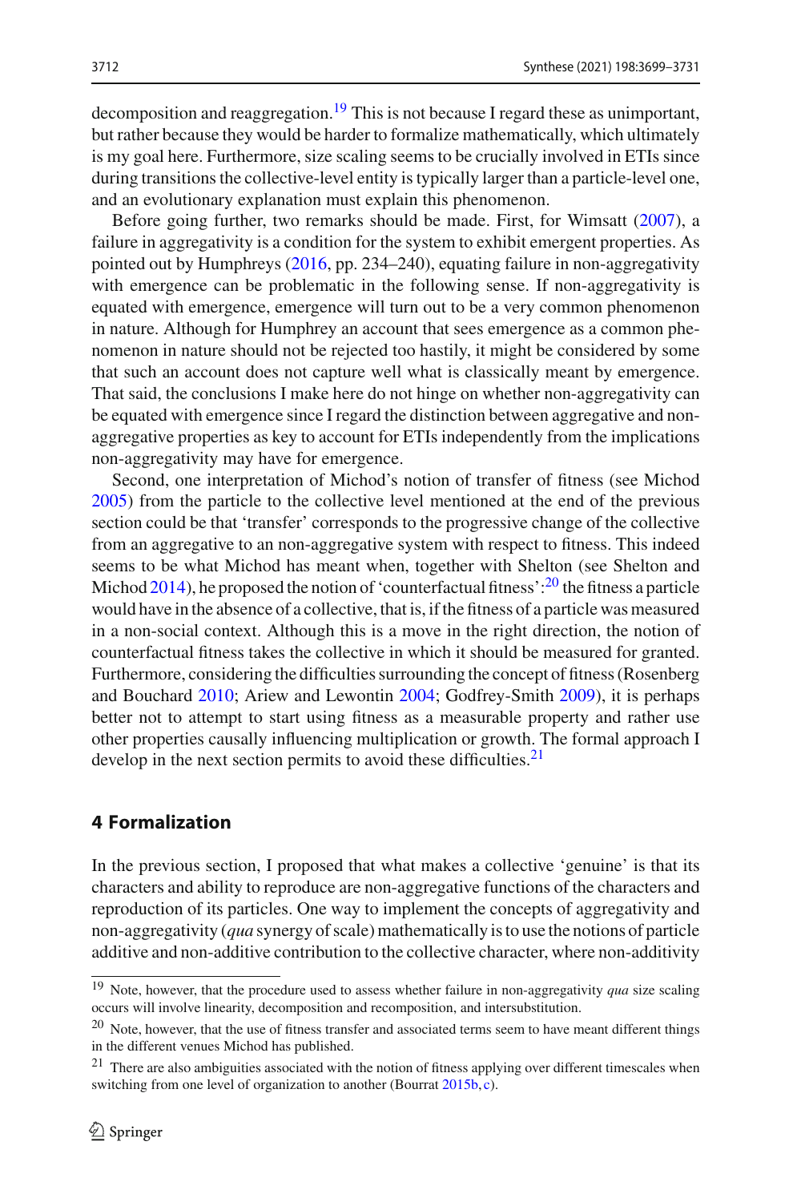decomposition and reaggregation.[19] This is not because I regard these as unimportant, but rather because they would be harder to formalize mathematically, which ultimately is my goal here. Furthermore, size scaling seems to be crucially involved in ETIs since during transitions the collective-level entity is typically larger than a particle-level one, and an evolutionary explanation must explain this phenomenon.

Before going further, two remarks should be made. First, for Wimsatt (2007), a failure in aggregativity is a condition for the system to exhibit emergent properties. As pointed out by Humphreys (2016, pp. 234–240), equating failure in non-aggregativity with emergence can be problematic in the following sense. If non-aggregativity is equated with emergence, emergence will turn out to be a very common phenomenon in nature. Although for Humphrey an account that sees emergence as a common phenomenon in nature should not be rejected too hastily, it might be considered by some that such an account does not capture well what is classically meant by emergence. That said, the conclusions I make here do not hinge on whether non-aggregativity can be equated with emergence since I regard the distinction between aggregative and non-aggregative properties as key to account for ETIs independently from the implications non-aggregativity may have for emergence.

Second, one interpretation of Michod's notion of transfer of fitness (see Michod 2005) from the particle to the collective level mentioned at the end of the previous section could be that 'transfer' corresponds to the progressive change of the collective from an aggregative to an non-aggregative system with respect to fitness. This indeed seems to be what Michod has meant when, together with Shelton (see Shelton and Michod 2014), he proposed the notion of 'counterfactual fitness':[20] the fitness a particle would have in the absence of a collective, that is, if the fitness of a particle was measured in a non-social context. Although this is a move in the right direction, the notion of counterfactual fitness takes the collective in which it should be measured for granted. Furthermore, considering the difficulties surrounding the concept of fitness (Rosenberg and Bouchard 2010; Ariew and Lewontin 2004; Godfrey-Smith 2009), it is perhaps better not to attempt to start using fitness as a measurable property and rather use other properties causally influencing multiplication or growth. The formal approach I develop in the next section permits to avoid these difficulties.[21]

## 4 Formalization

In the previous section, I proposed that what makes a collective 'genuine' is that its characters and ability to reproduce are non-aggregative functions of the characters and reproduction of its particles. One way to implement the concepts of aggregativity and non-aggregativity (*qua* synergy of scale) mathematically is to use the notions of particle additive and non-additive contribution to the collective character, where non-additivity

---

[19] Note, however, that the procedure used to assess whether failure in non-aggregativity *qua* size scaling occurs will involve linearity, decomposition and recomposition, and intersubstitution.

[20] Note, however, that the use of fitness transfer and associated terms seem to have meant different things in the different venues Michod has published.

[21] There are also ambiguities associated with the notion of fitness applying over different timescales when switching from one level of organization to another (Bourrat 2015b, c).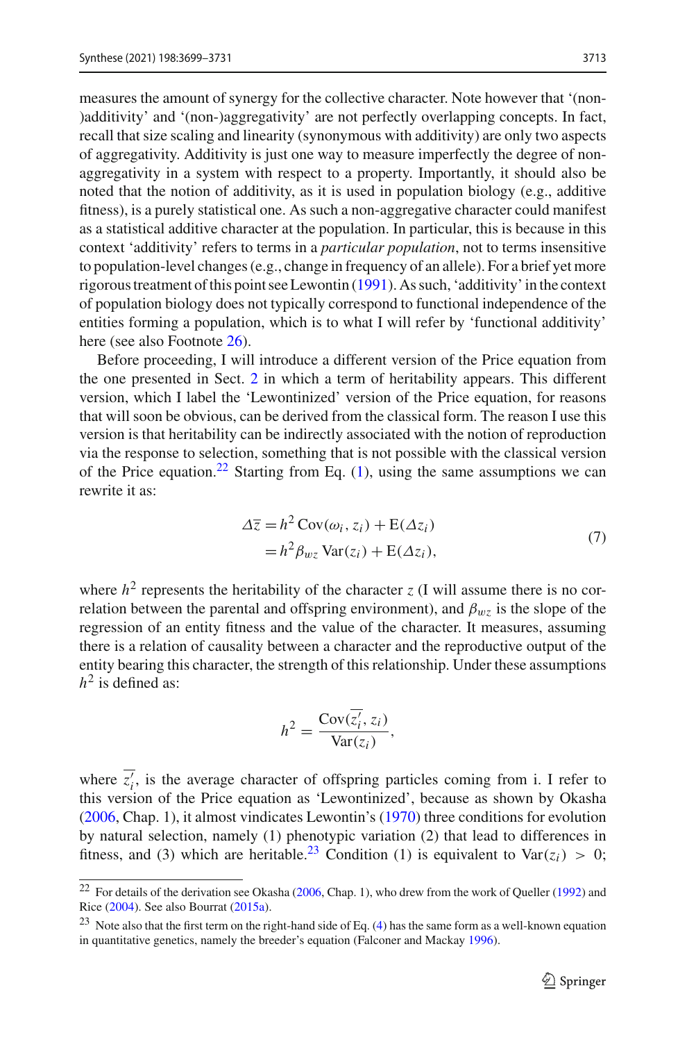measures the amount of synergy for the collective character. Note however that '(non-)additivity' and '(non-)aggregativity' are not perfectly overlapping concepts. In fact, recall that size scaling and linearity (synonymous with additivity) are only two aspects of aggregativity. Additivity is just one way to measure imperfectly the degree of non-aggregativity in a system with respect to a property. Importantly, it should also be noted that the notion of additivity, as it is used in population biology (e.g., additive fitness), is a purely statistical one. As such a non-aggregative character could manifest as a statistical additive character at the population. In particular, this is because in this context 'additivity' refers to terms in a *particular population*, not to terms insensitive to population-level changes (e.g., change in frequency of an allele). For a brief yet more rigorous treatment of this point see Lewontin (1991). As such, 'additivity' in the context of population biology does not typically correspond to functional independence of the entities forming a population, which is to what I will refer by 'functional additivity' here (see also Footnote 26).

Before proceeding, I will introduce a different version of the Price equation from the one presented in Sect. 2 in which a term of heritability appears. This different version, which I label the 'Lewontinized' version of the Price equation, for reasons that will soon be obvious, can be derived from the classical form. The reason I use this version is that heritability can be indirectly associated with the notion of reproduction via the response to selection, something that is not possible with the classical version of the Price equation.[22] Starting from Eq. (1), using the same assumptions we can rewrite it as:

$$\begin{aligned}\Delta\bar{z} &= h^2\,\mathrm{Cov}(\omega_i, z_i) + \mathrm{E}(\Delta z_i)\\ &= h^2\beta_{wz}\,\mathrm{Var}(z_i) + \mathrm{E}(\Delta z_i),\end{aligned} \tag{7}$$

where $h^2$ represents the heritability of the character $z$ (I will assume there is no correlation between the parental and offspring environment), and $\beta_{wz}$ is the slope of the regression of an entity fitness and the value of the character. It measures, assuming there is a relation of causality between a character and the reproductive output of the entity bearing this character, the strength of this relationship. Under these assumptions $h^2$ is defined as:

$$h^2 = \frac{\mathrm{Cov}(\overline{z_i'}, z_i)}{\mathrm{Var}(z_i)},$$

where $\overline{z_i'}$, is the average character of offspring particles coming from i. I refer to this version of the Price equation as 'Lewontinized', because as shown by Okasha (2006, Chap. 1), it almost vindicates Lewontin's (1970) three conditions for evolution by natural selection, namely (1) phenotypic variation (2) that lead to differences in fitness, and (3) which are heritable.[23] Condition (1) is equivalent to $\mathrm{Var}(z_i) > 0$;

[22] For details of the derivation see Okasha (2006, Chap. 1), who drew from the work of Queller (1992) and Rice (2004). See also Bourrat (2015a).

[23] Note also that the first term on the right-hand side of Eq. (4) has the same form as a well-known equation in quantitative genetics, namely the breeder's equation (Falconer and Mackay 1996).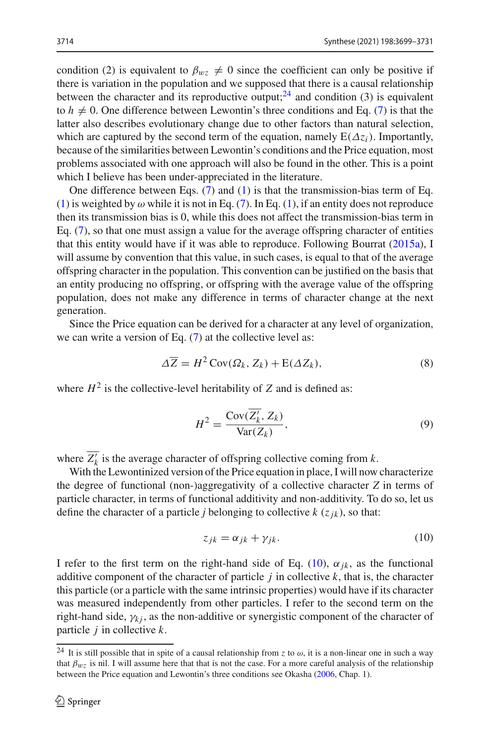condition (2) is equivalent to $\beta_{wz} \neq 0$ since the coefficient can only be positive if there is variation in the population and we supposed that there is a causal relationship between the character and its reproductive output;[24] and condition (3) is equivalent to $h \neq 0$. One difference between Lewontin's three conditions and Eq. (7) is that the latter also describes evolutionary change due to other factors than natural selection, which are captured by the second term of the equation, namely $\mathrm{E}(\Delta z_i)$. Importantly, because of the similarities between Lewontin's conditions and the Price equation, most problems associated with one approach will also be found in the other. This is a point which I believe has been under-appreciated in the literature.

One difference between Eqs. (7) and (1) is that the transmission-bias term of Eq. (1) is weighted by $\omega$ while it is not in Eq. (7). In Eq. (1), if an entity does not reproduce then its transmission bias is 0, while this does not affect the transmission-bias term in Eq. (7), so that one must assign a value for the average offspring character of entities that this entity would have if it was able to reproduce. Following Bourrat (2015a), I will assume by convention that this value, in such cases, is equal to that of the average offspring character in the population. This convention can be justified on the basis that an entity producing no offspring, or offspring with the average value of the offspring population, does not make any difference in terms of character change at the next generation.

Since the Price equation can be derived for a character at any level of organization, we can write a version of Eq. (7) at the collective level as:

$$\Delta \overline{Z} = H^2 \,\mathrm{Cov}(\Omega_k, Z_k) + \mathrm{E}(\Delta Z_k), \tag{8}$$

where $H^2$ is the collective-level heritability of $Z$ and is defined as:

$$H^2 = \frac{\mathrm{Cov}(\overline{Z'_k}, Z_k)}{\mathrm{Var}(Z_k)}, \tag{9}$$

where $\overline{Z'_k}$ is the average character of offspring collective coming from $k$.

With the Lewontinized version of the Price equation in place, I will now characterize the degree of functional (non-)aggregativity of a collective character $Z$ in terms of particle character, in terms of functional additivity and non-additivity. To do so, let us define the character of a particle $j$ belonging to collective $k$ ($z_{jk}$), so that:

$$z_{jk} = \alpha_{jk} + \gamma_{jk}. \tag{10}$$

I refer to the first term on the right-hand side of Eq. (10), $\alpha_{jk}$, as the functional additive component of the character of particle $j$ in collective $k$, that is, the character this particle (or a particle with the same intrinsic properties) would have if its character was measured independently from other particles. I refer to the second term on the right-hand side, $\gamma_{kj}$, as the non-additive or synergistic component of the character of particle $j$ in collective $k$.

[24] It is still possible that in spite of a causal relationship from $z$ to $\omega$, it is a non-linear one in such a way that $\beta_{wz}$ is nil. I will assume here that that is not the case. For a more careful analysis of the relationship between the Price equation and Lewontin's three conditions see Okasha (2006, Chap. 1).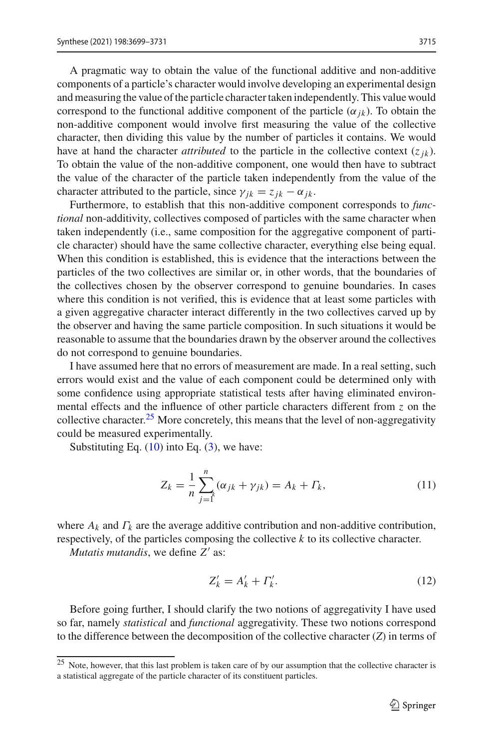A pragmatic way to obtain the value of the functional additive and non-additive components of a particle's character would involve developing an experimental design and measuring the value of the particle character taken independently. This value would correspond to the functional additive component of the particle ($\alpha_{jk}$). To obtain the non-additive component would involve first measuring the value of the collective character, then dividing this value by the number of particles it contains. We would have at hand the character *attributed* to the particle in the collective context ($z_{jk}$). To obtain the value of the non-additive component, one would then have to subtract the value of the character of the particle taken independently from the value of the character attributed to the particle, since $\gamma_{jk} = z_{jk} - \alpha_{jk}$.

Furthermore, to establish that this non-additive component corresponds to *functional* non-additivity, collectives composed of particles with the same character when taken independently (i.e., same composition for the aggregative component of particle character) should have the same collective character, everything else being equal. When this condition is established, this is evidence that the interactions between the particles of the two collectives are similar or, in other words, that the boundaries of the collectives chosen by the observer correspond to genuine boundaries. In cases where this condition is not verified, this is evidence that at least some particles with a given aggregative character interact differently in the two collectives carved up by the observer and having the same particle composition. In such situations it would be reasonable to assume that the boundaries drawn by the observer around the collectives do not correspond to genuine boundaries.

I have assumed here that no errors of measurement are made. In a real setting, such errors would exist and the value of each component could be determined only with some confidence using appropriate statistical tests after having eliminated environmental effects and the influence of other particle characters different from $z$ on the collective character.[25] More concretely, this means that the level of non-aggregativity could be measured experimentally.

Substituting Eq. (10) into Eq. (3), we have:

$$Z_k = \frac{1}{n} \sum_{j=1}^{n_k} (\alpha_{jk} + \gamma_{jk}) = A_k + \Gamma_k, \tag{11}$$

where $A_k$ and $\Gamma_k$ are the average additive contribution and non-additive contribution, respectively, of the particles composing the collective $k$ to its collective character.

*Mutatis mutandis*, we define $Z'$ as:

$$Z'_k = A'_k + \Gamma'_k. \tag{12}$$

Before going further, I should clarify the two notions of aggregativity I have used so far, namely *statistical* and *functional* aggregativity. These two notions correspond to the difference between the decomposition of the collective character ($Z$) in terms of

[25] Note, however, that this last problem is taken care of by our assumption that the collective character is a statistical aggregate of the particle character of its constituent particles.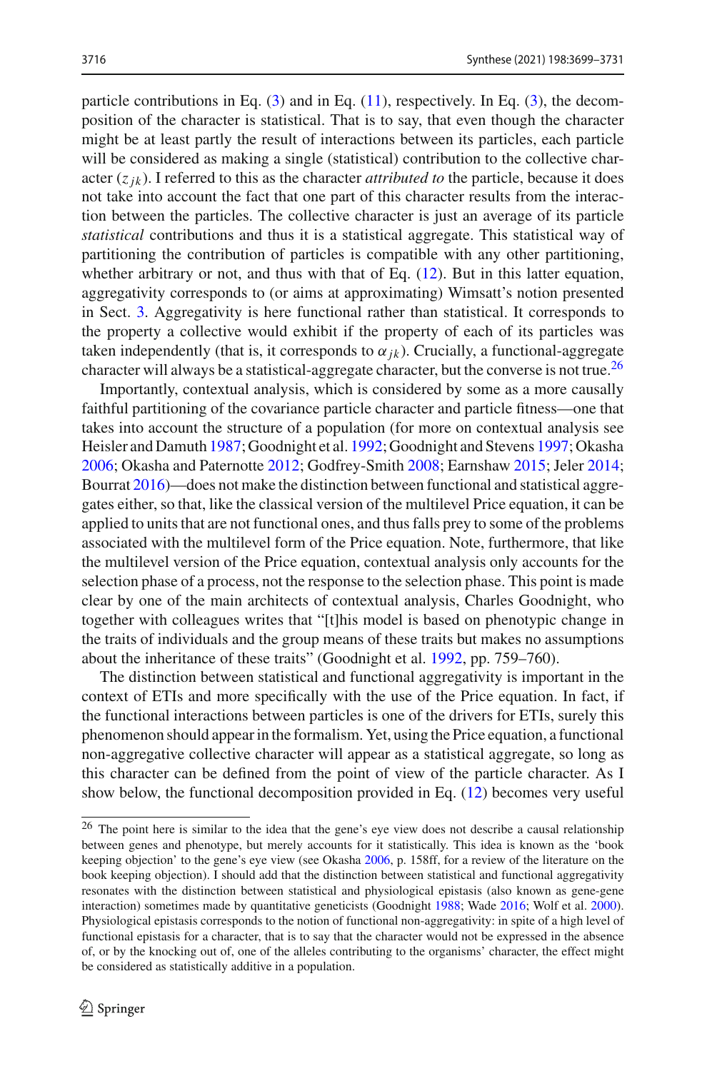particle contributions in Eq. (3) and in Eq. (11), respectively. In Eq. (3), the decomposition of the character is statistical. That is to say, that even though the character might be at least partly the result of interactions between its particles, each particle will be considered as making a single (statistical) contribution to the collective character ($z_{jk}$). I referred to this as the character *attributed to* the particle, because it does not take into account the fact that one part of this character results from the interaction between the particles. The collective character is just an average of its particle *statistical* contributions and thus it is a statistical aggregate. This statistical way of partitioning the contribution of particles is compatible with any other partitioning, whether arbitrary or not, and thus with that of Eq. (12). But in this latter equation, aggregativity corresponds to (or aims at approximating) Wimsatt's notion presented in Sect. 3. Aggregativity is here functional rather than statistical. It corresponds to the property a collective would exhibit if the property of each of its particles was taken independently (that is, it corresponds to $\alpha_{jk}$). Crucially, a functional-aggregate character will always be a statistical-aggregate character, but the converse is not true.[26]

Importantly, contextual analysis, which is considered by some as a more causally faithful partitioning of the covariance particle character and particle fitness—one that takes into account the structure of a population (for more on contextual analysis see Heisler and Damuth 1987; Goodnight et al. 1992; Goodnight and Stevens 1997; Okasha 2006; Okasha and Paternotte 2012; Godfrey-Smith 2008; Earnshaw 2015; Jeler 2014; Bourrat 2016)—does not make the distinction between functional and statistical aggregates either, so that, like the classical version of the multilevel Price equation, it can be applied to units that are not functional ones, and thus falls prey to some of the problems associated with the multilevel form of the Price equation. Note, furthermore, that like the multilevel version of the Price equation, contextual analysis only accounts for the selection phase of a process, not the response to the selection phase. This point is made clear by one of the main architects of contextual analysis, Charles Goodnight, who together with colleagues writes that "[t]his model is based on phenotypic change in the traits of individuals and the group means of these traits but makes no assumptions about the inheritance of these traits" (Goodnight et al. 1992, pp. 759–760).

The distinction between statistical and functional aggregativity is important in the context of ETIs and more specifically with the use of the Price equation. In fact, if the functional interactions between particles is one of the drivers for ETIs, surely this phenomenon should appear in the formalism. Yet, using the Price equation, a functional non-aggregative collective character will appear as a statistical aggregate, so long as this character can be defined from the point of view of the particle character. As I show below, the functional decomposition provided in Eq. (12) becomes very useful

[26] The point here is similar to the idea that the gene's eye view does not describe a causal relationship between genes and phenotype, but merely accounts for it statistically. This idea is known as the 'book keeping objection' to the gene's eye view (see Okasha 2006, p. 158ff, for a review of the literature on the book keeping objection). I should add that the distinction between statistical and functional aggregativity resonates with the distinction between statistical and physiological epistasis (also known as gene-gene interaction) sometimes made by quantitative geneticists (Goodnight 1988; Wade 2016; Wolf et al. 2000). Physiological epistasis corresponds to the notion of functional non-aggregativity: in spite of a high level of functional epistasis for a character, that is to say that the character would not be expressed in the absence of, or by the knocking out of, one of the alleles contributing to the organisms' character, the effect might be considered as statistically additive in a population.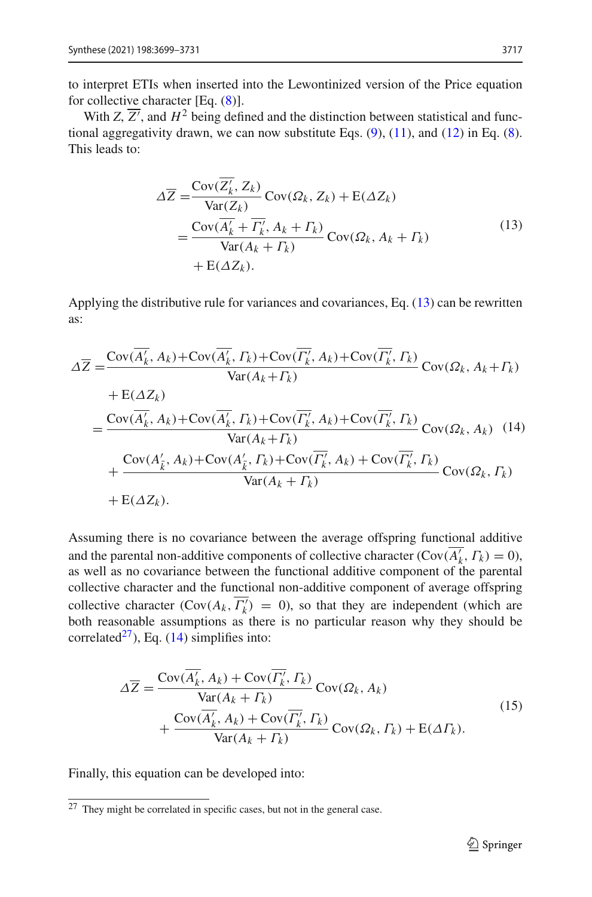to interpret ETIs when inserted into the Lewontinized version of the Price equation for collective character [Eq. (8)].

With $Z$, $\overline{Z'}$, and $H^2$ being defined and the distinction between statistical and functional aggregativity drawn, we can now substitute Eqs. (9), (11), and (12) in Eq. (8). This leads to:

$$
\begin{aligned}
\Delta\overline{Z} &= \frac{\mathrm{Cov}(\overline{Z'_k}, Z_k)}{\mathrm{Var}(Z_k)}\,\mathrm{Cov}(\Omega_k, Z_k) + \mathrm{E}(\Delta Z_k) \\
&= \frac{\mathrm{Cov}(\overline{A'_k} + \overline{\Gamma'_k}, A_k + \Gamma_k)}{\mathrm{Var}(A_k + \Gamma_k)}\,\mathrm{Cov}(\Omega_k, A_k + \Gamma_k) \\
&\quad + \mathrm{E}(\Delta Z_k).
\end{aligned}
\tag{13}
$$

Applying the distributive rule for variances and covariances, Eq. (13) can be rewritten as:

$$
\begin{aligned}
\Delta\overline{Z} =& \frac{\mathrm{Cov}(\overline{A'_k}, A_k) + \mathrm{Cov}(\overline{A'_k}, \Gamma_k) + \mathrm{Cov}(\overline{\Gamma'_k}, A_k) + \mathrm{Cov}(\overline{\Gamma'_k}, \Gamma_k)}{\mathrm{Var}(A_k + \Gamma_k)}\,\mathrm{Cov}(\Omega_k, A_k + \Gamma_k) \\
&+ \mathrm{E}(\Delta Z_k) \\
=& \frac{\mathrm{Cov}(\overline{A'_k}, A_k) + \mathrm{Cov}(\overline{A'_k}, \Gamma_k) + \mathrm{Cov}(\overline{\Gamma'_k}, A_k) + \mathrm{Cov}(\overline{\Gamma'_k}, \Gamma_k)}{\mathrm{Var}(A_k + \Gamma_k)}\,\mathrm{Cov}(\Omega_k, A_k) \\
&+ \frac{\mathrm{Cov}(A'_{\bar{k}}, A_k) + \mathrm{Cov}(A'_{\bar{k}}, \Gamma_k) + \mathrm{Cov}(\overline{\Gamma'_k}, A_k) + \mathrm{Cov}(\overline{\Gamma'_k}, \Gamma_k)}{\mathrm{Var}(A_k + \Gamma_k)}\,\mathrm{Cov}(\Omega_k, \Gamma_k) \\
&+ \mathrm{E}(\Delta Z_k).
\end{aligned}
\tag{14}
$$

Assuming there is no covariance between the average offspring functional additive and the parental non-additive components of collective character ($\mathrm{Cov}(\overline{A'_k}, \Gamma_k) = 0$), as well as no covariance between the functional additive component of the parental collective character and the functional non-additive component of average offspring collective character ($\mathrm{Cov}(A_k, \overline{\Gamma'_k}) = 0$), so that they are independent (which are both reasonable assumptions as there is no particular reason why they should be correlated[27]), Eq. (14) simplifies into:

$$
\begin{aligned}
\Delta\overline{Z} =& \frac{\mathrm{Cov}(\overline{A'_k}, A_k) + \mathrm{Cov}(\overline{\Gamma'_k}, \Gamma_k)}{\mathrm{Var}(A_k + \Gamma_k)}\,\mathrm{Cov}(\Omega_k, A_k) \\
&+ \frac{\mathrm{Cov}(\overline{A'_k}, A_k) + \mathrm{Cov}(\overline{\Gamma'_k}, \Gamma_k)}{\mathrm{Var}(A_k + \Gamma_k)}\,\mathrm{Cov}(\Omega_k, \Gamma_k) + \mathrm{E}(\Delta\Gamma_k).
\end{aligned}
\tag{15}
$$

Finally, this equation can be developed into:

[27] They might be correlated in specific cases, but not in the general case.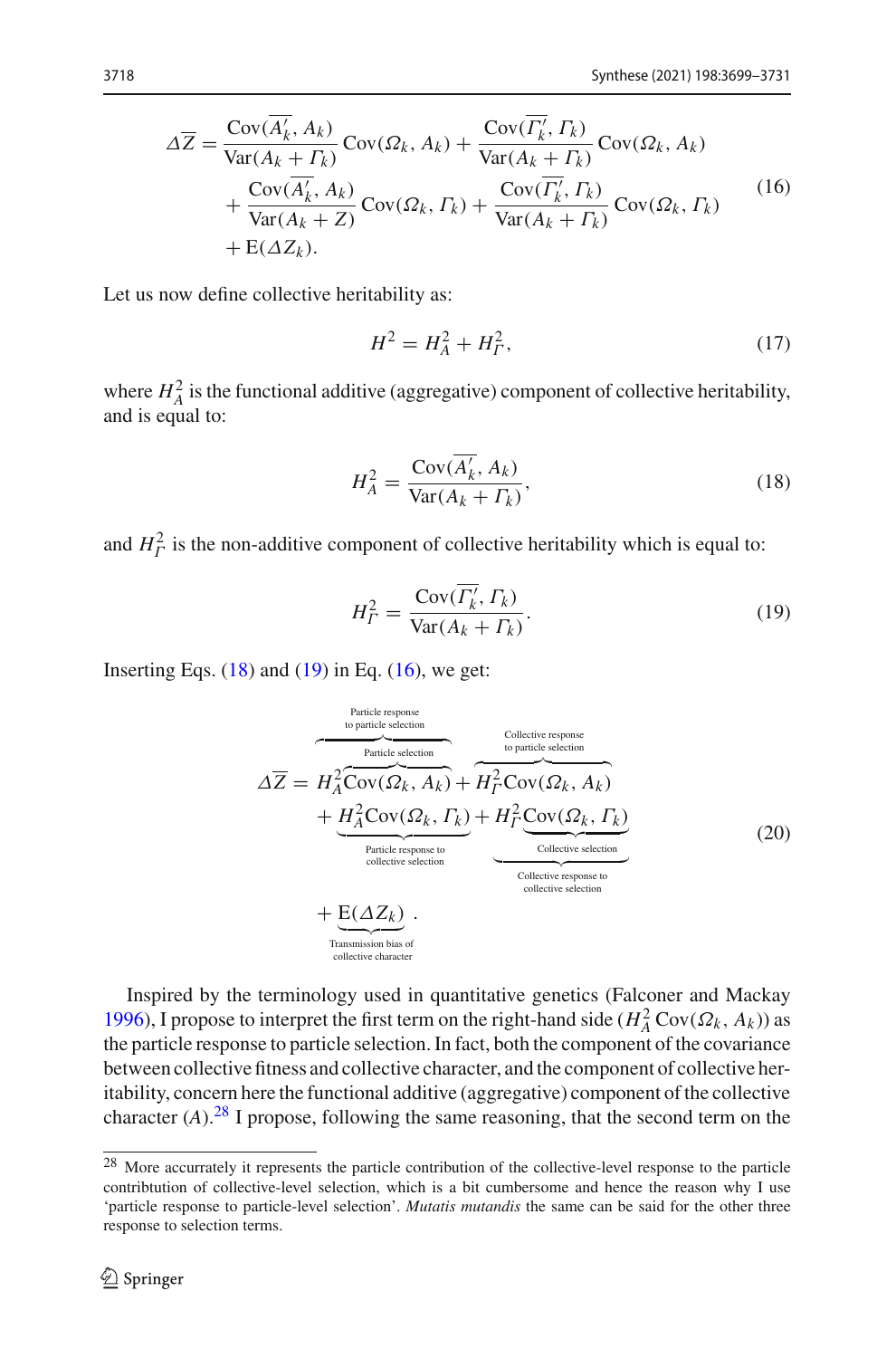$$\Delta\overline{Z} = \frac{\mathrm{Cov}(\overline{A'_k}, A_k)}{\mathrm{Var}(A_k + \Gamma_k)}\mathrm{Cov}(\Omega_k, A_k) + \frac{\mathrm{Cov}(\overline{\Gamma'_k}, \Gamma_k)}{\mathrm{Var}(A_k + \Gamma_k)}\mathrm{Cov}(\Omega_k, A_k)$$
$$+ \frac{\mathrm{Cov}(\overline{A'_k}, A_k)}{\mathrm{Var}(A_k + Z)}\mathrm{Cov}(\Omega_k, \Gamma_k) + \frac{\mathrm{Cov}(\overline{\Gamma'_k}, \Gamma_k)}{\mathrm{Var}(A_k + \Gamma_k)}\mathrm{Cov}(\Omega_k, \Gamma_k)$$
$$+ \mathrm{E}(\Delta Z_k). \tag{16}$$

Let us now define collective heritability as:

$$H^2 = H^2_A + H^2_\Gamma, \tag{17}$$

where $H^2_A$ is the functional additive (aggregative) component of collective heritability, and is equal to:

$$H^2_A = \frac{\mathrm{Cov}(\overline{A'_k}, A_k)}{\mathrm{Var}(A_k + \Gamma_k)}, \tag{18}$$

and $H^2_\Gamma$ is the non-additive component of collective heritability which is equal to:

$$H^2_\Gamma = \frac{\mathrm{Cov}(\overline{\Gamma'_k}, \Gamma_k)}{\mathrm{Var}(A_k + \Gamma_k)}. \tag{19}$$

Inserting Eqs. (18) and (19) in Eq. (16), we get:

$$\Delta\overline{Z} = \overbrace{H^2_A \overbrace{\mathrm{Cov}(\Omega_k, A_k)}^{\text{Particle selection}}}^{\text{Particle response to particle selection}} + \overbrace{H^2_\Gamma \mathrm{Cov}(\Omega_k, A_k)}^{\text{Collective response to particle selection}}$$
$$+ \underbrace{H^2_A \mathrm{Cov}(\Omega_k, \Gamma_k)}_{\text{Particle response to collective selection}} + \underbrace{H^2_\Gamma \underbrace{\mathrm{Cov}(\Omega_k, \Gamma_k)}_{\text{Collective selection}}}_{\text{Collective response to collective selection}}$$
$$+ \underbrace{\mathrm{E}(\Delta Z_k)}_{\text{Transmission bias of collective character}}. \tag{20}$$

Inspired by the terminology used in quantitative genetics (Falconer and Mackay 1996), I propose to interpret the first term on the right-hand side ($H^2_A\,\mathrm{Cov}(\Omega_k, A_k)$) as the particle response to particle selection. In fact, both the component of the covariance between collective fitness and collective character, and the component of collective heritability, concern here the functional additive (aggregative) component of the collective character ($A$).[28] I propose, following the same reasoning, that the second term on the

[28] More accurately it represents the particle contribution of the collective-level response to the particle contribtution of collective-level selection, which is a bit cumbersome and hence the reason why I use 'particle response to particle-level selection'. *Mutatis mutandis* the same can be said for the other three response to selection terms.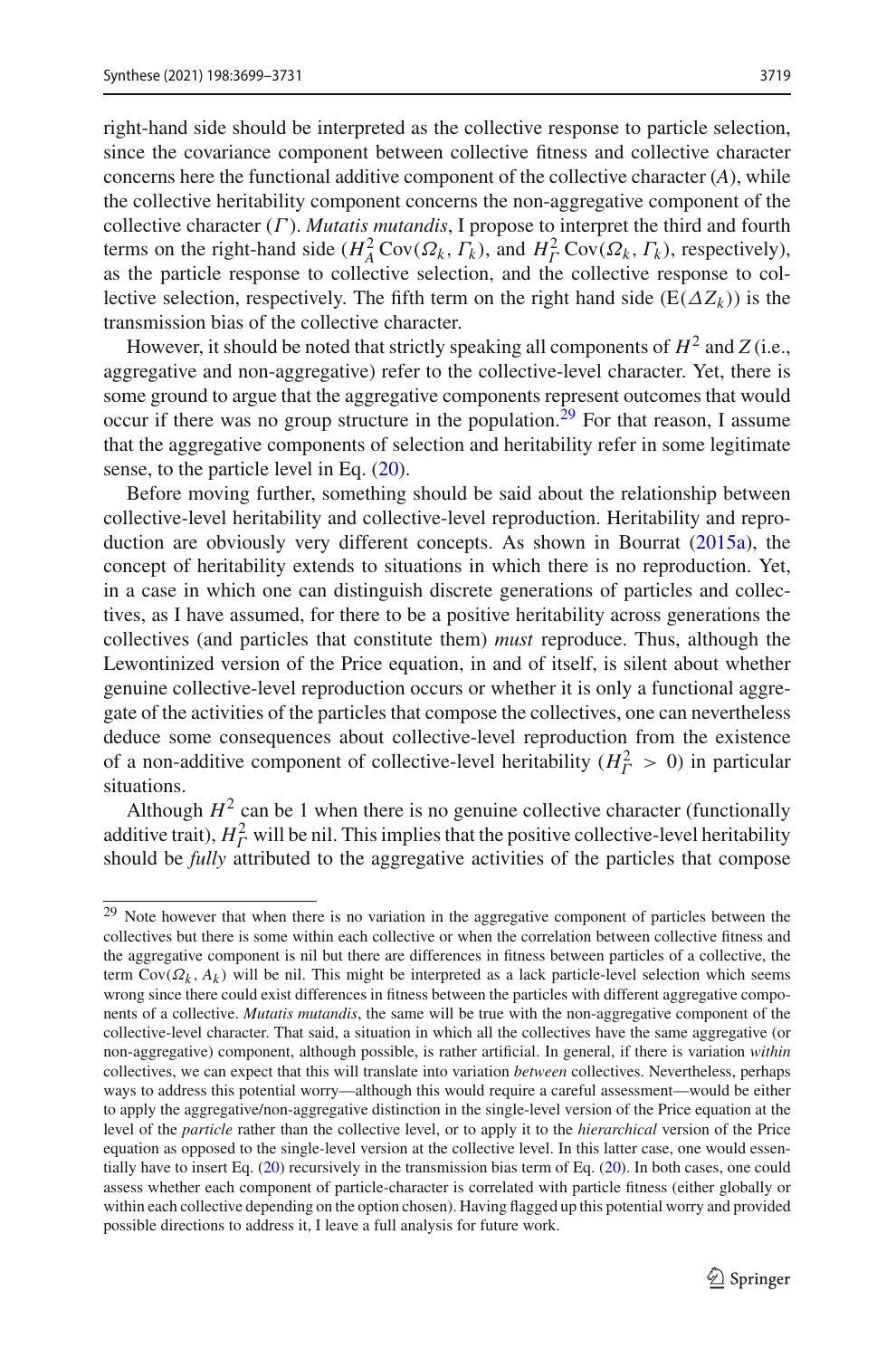right-hand side should be interpreted as the collective response to particle selection, since the covariance component between collective fitness and collective character concerns here the functional additive component of the collective character ($A$), while the collective heritability component concerns the non-aggregative component of the collective character ($\Gamma$). *Mutatis mutandis*, I propose to interpret the third and fourth terms on the right-hand side ($H_A^2\,\mathrm{Cov}(\Omega_k, \Gamma_k)$, and $H_\Gamma^2\,\mathrm{Cov}(\Omega_k, \Gamma_k)$, respectively), as the particle response to collective selection, and the collective response to collective selection, respectively. The fifth term on the right hand side ($\mathrm{E}(\Delta Z_k)$) is the transmission bias of the collective character.

However, it should be noted that strictly speaking all components of $H^2$ and $Z$ (i.e., aggregative and non-aggregative) refer to the collective-level character. Yet, there is some ground to argue that the aggregative components represent outcomes that would occur if there was no group structure in the population.[29] For that reason, I assume that the aggregative components of selection and heritability refer in some legitimate sense, to the particle level in Eq. (20).

Before moving further, something should be said about the relationship between collective-level heritability and collective-level reproduction. Heritability and reproduction are obviously very different concepts. As shown in Bourrat (2015a), the concept of heritability extends to situations in which there is no reproduction. Yet, in a case in which one can distinguish discrete generations of particles and collectives, as I have assumed, for there to be a positive heritability across generations the collectives (and particles that constitute them) *must* reproduce. Thus, although the Lewontinized version of the Price equation, in and of itself, is silent about whether genuine collective-level reproduction occurs or whether it is only a functional aggregate of the activities of the particles that compose the collectives, one can nevertheless deduce some consequences about collective-level reproduction from the existence of a non-additive component of collective-level heritability ($H_\Gamma^2 > 0$) in particular situations.

Although $H^2$ can be 1 when there is no genuine collective character (functionally additive trait), $H_\Gamma^2$ will be nil. This implies that the positive collective-level heritability should be *fully* attributed to the aggregative activities of the particles that compose

---

[29] Note however that when there is no variation in the aggregative component of particles between the collectives but there is some within each collective or when the correlation between collective fitness and the aggregative component is nil but there are differences in fitness between particles of a collective, the term $\mathrm{Cov}(\Omega_k, A_k)$ will be nil. This might be interpreted as a lack particle-level selection which seems wrong since there could exist differences in fitness between the particles with different aggregative components of a collective. *Mutatis mutandis*, the same will be true with the non-aggregative component of the collective-level character. That said, a situation in which all the collectives have the same aggregative (or non-aggregative) component, although possible, is rather artificial. In general, if there is variation *within* collectives, we can expect that this will translate into variation *between* collectives. Nevertheless, perhaps ways to address this potential worry—although this would require a careful assessment—would be either to apply the aggregative/non-aggregative distinction in the single-level version of the Price equation at the level of the *particle* rather than the collective level, or to apply it to the *hierarchical* version of the Price equation as opposed to the single-level version at the collective level. In this latter case, one would essentially have to insert Eq. (20) recursively in the transmission bias term of Eq. (20). In both cases, one could assess whether each component of particle-character is correlated with particle fitness (either globally or within each collective depending on the option chosen). Having flagged up this potential worry and provided possible directions to address it, I leave a full analysis for future work.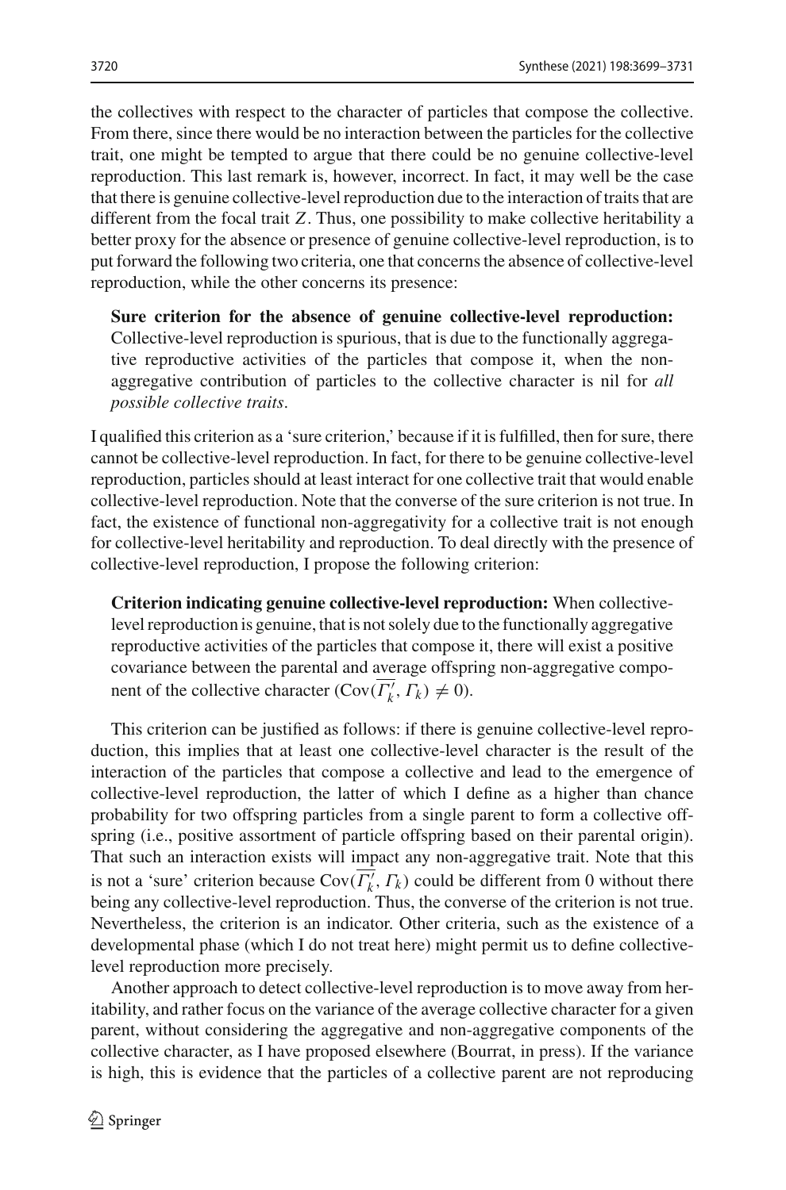the collectives with respect to the character of particles that compose the collective. From there, since there would be no interaction between the particles for the collective trait, one might be tempted to argue that there could be no genuine collective-level reproduction. This last remark is, however, incorrect. In fact, it may well be the case that there is genuine collective-level reproduction due to the interaction of traits that are different from the focal trait $Z$. Thus, one possibility to make collective heritability a better proxy for the absence or presence of genuine collective-level reproduction, is to put forward the following two criteria, one that concerns the absence of collective-level reproduction, while the other concerns its presence:

**Sure criterion for the absence of genuine collective-level reproduction:** Collective-level reproduction is spurious, that is due to the functionally aggregative reproductive activities of the particles that compose it, when the non-aggregative contribution of particles to the collective character is nil for *all possible collective traits*.

I qualified this criterion as a 'sure criterion,' because if it is fulfilled, then for sure, there cannot be collective-level reproduction. In fact, for there to be genuine collective-level reproduction, particles should at least interact for one collective trait that would enable collective-level reproduction. Note that the converse of the sure criterion is not true. In fact, the existence of functional non-aggregativity for a collective trait is not enough for collective-level heritability and reproduction. To deal directly with the presence of collective-level reproduction, I propose the following criterion:

**Criterion indicating genuine collective-level reproduction:** When collective-level reproduction is genuine, that is not solely due to the functionally aggregative reproductive activities of the particles that compose it, there will exist a positive covariance between the parental and average offspring non-aggregative component of the collective character ($\mathrm{Cov}(\overline{\Gamma_k'}, \Gamma_k) \neq 0$).

This criterion can be justified as follows: if there is genuine collective-level reproduction, this implies that at least one collective-level character is the result of the interaction of the particles that compose a collective and lead to the emergence of collective-level reproduction, the latter of which I define as a higher than chance probability for two offspring particles from a single parent to form a collective offspring (i.e., positive assortment of particle offspring based on their parental origin). That such an interaction exists will impact any non-aggregative trait. Note that this is not a 'sure' criterion because $\mathrm{Cov}(\overline{\Gamma_k'}, \Gamma_k)$ could be different from 0 without there being any collective-level reproduction. Thus, the converse of the criterion is not true. Nevertheless, the criterion is an indicator. Other criteria, such as the existence of a developmental phase (which I do not treat here) might permit us to define collective-level reproduction more precisely.

Another approach to detect collective-level reproduction is to move away from heritability, and rather focus on the variance of the average collective character for a given parent, without considering the aggregative and non-aggregative components of the collective character, as I have proposed elsewhere (Bourrat, in press). If the variance is high, this is evidence that the particles of a collective parent are not reproducing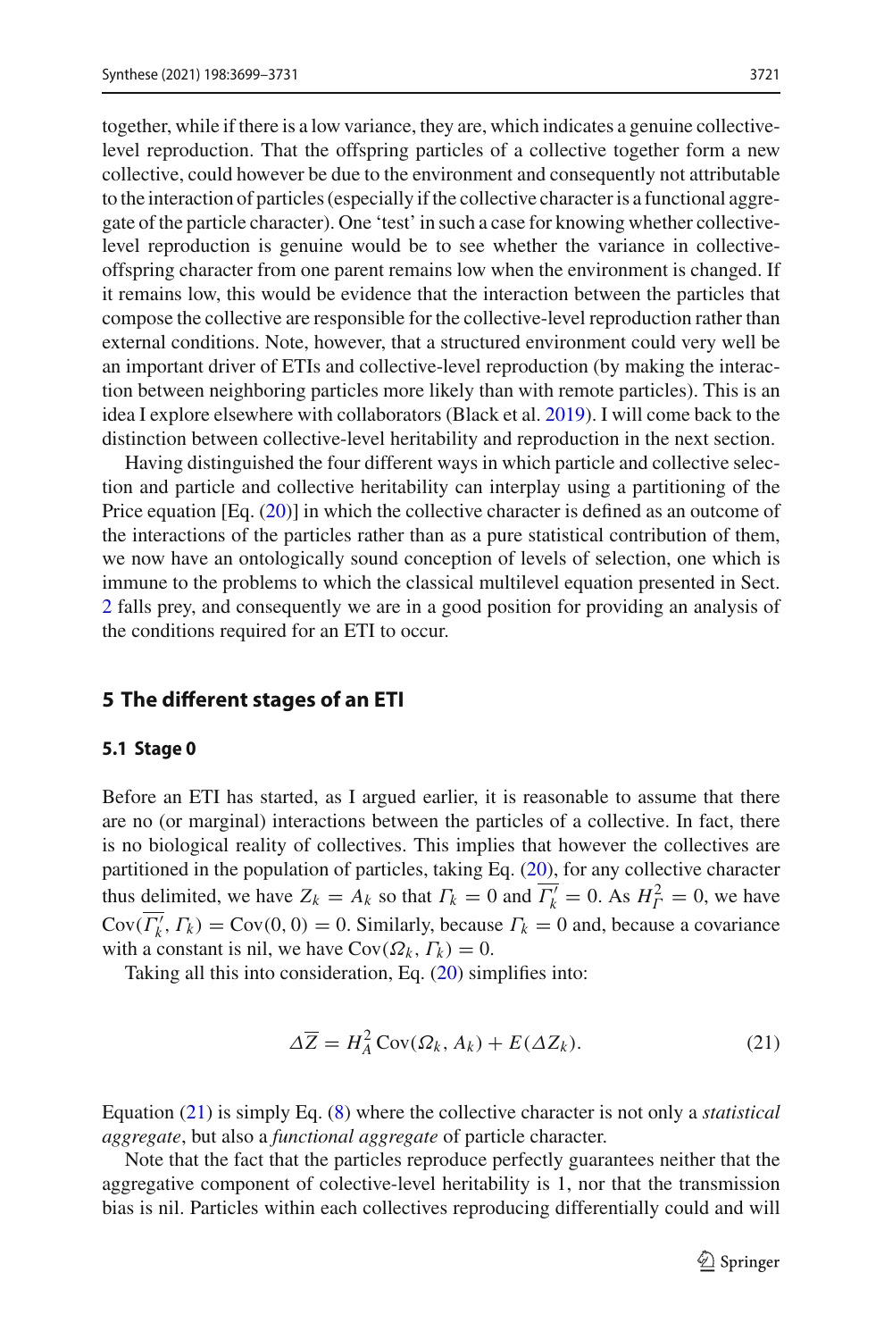together, while if there is a low variance, they are, which indicates a genuine collective-level reproduction. That the offspring particles of a collective together form a new collective, could however be due to the environment and consequently not attributable to the interaction of particles (especially if the collective character is a functional aggregate of the particle character). One 'test' in such a case for knowing whether collective-level reproduction is genuine would be to see whether the variance in collective-offspring character from one parent remains low when the environment is changed. If it remains low, this would be evidence that the interaction between the particles that compose the collective are responsible for the collective-level reproduction rather than external conditions. Note, however, that a structured environment could very well be an important driver of ETIs and collective-level reproduction (by making the interaction between neighboring particles more likely than with remote particles). This is an idea I explore elsewhere with collaborators (Black et al. 2019). I will come back to the distinction between collective-level heritability and reproduction in the next section.

Having distinguished the four different ways in which particle and collective selection and particle and collective heritability can interplay using a partitioning of the Price equation [Eq. (20)] in which the collective character is defined as an outcome of the interactions of the particles rather than as a pure statistical contribution of them, we now have an ontologically sound conception of levels of selection, one which is immune to the problems to which the classical multilevel equation presented in Sect. 2 falls prey, and consequently we are in a good position for providing an analysis of the conditions required for an ETI to occur.

## 5 The different stages of an ETI

### 5.1 Stage 0

Before an ETI has started, as I argued earlier, it is reasonable to assume that there are no (or marginal) interactions between the particles of a collective. In fact, there is no biological reality of collectives. This implies that however the collectives are partitioned in the population of particles, taking Eq. (20), for any collective character thus delimited, we have $Z_k = A_k$ so that $\Gamma_k = 0$ and $\overline{\Gamma'_k} = 0$. As $H_\Gamma^2 = 0$, we have $\mathrm{Cov}(\overline{\Gamma'_k}, \Gamma_k) = \mathrm{Cov}(0, 0) = 0$. Similarly, because $\Gamma_k = 0$ and, because a covariance with a constant is nil, we have $\mathrm{Cov}(\Omega_k, \Gamma_k) = 0$.

Taking all this into consideration, Eq. (20) simplifies into:

$$\Delta\overline{Z} = H_A^2 \,\mathrm{Cov}(\Omega_k, A_k) + E(\Delta Z_k). \tag{21}$$

Equation (21) is simply Eq. (8) where the collective character is not only a *statistical aggregate*, but also a *functional aggregate* of particle character.

Note that the fact that the particles reproduce perfectly guarantees neither that the aggregative component of colective-level heritability is 1, nor that the transmission bias is nil. Particles within each collectives reproducing differentially could and will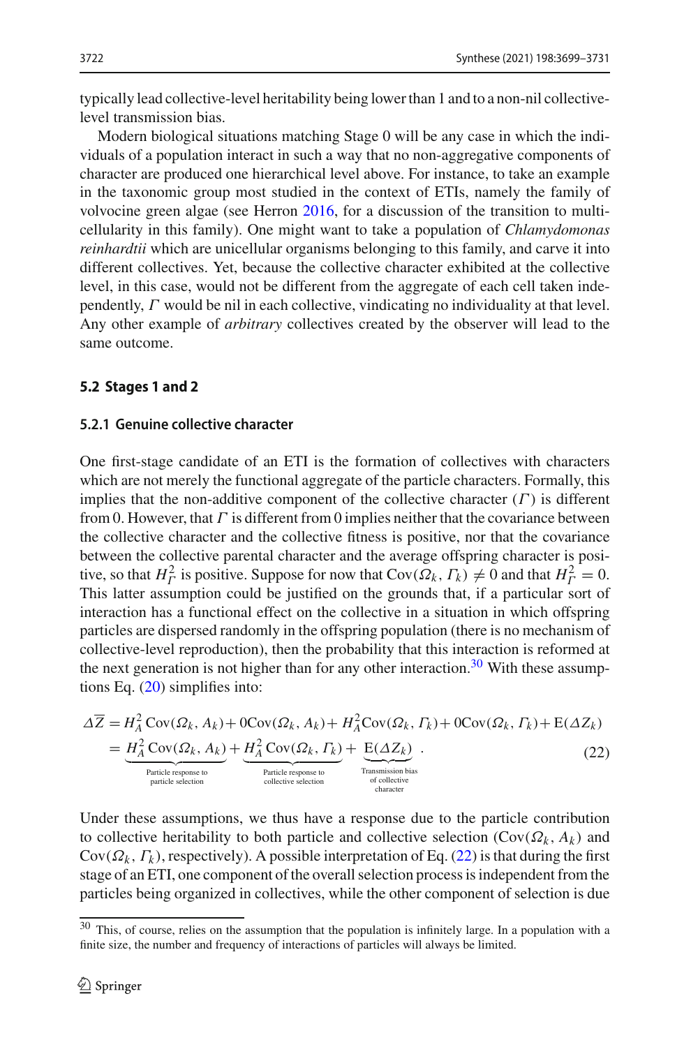typically lead collective-level heritability being lower than 1 and to a non-nil collective-level transmission bias.

Modern biological situations matching Stage 0 will be any case in which the individuals of a population interact in such a way that no non-aggregative components of character are produced one hierarchical level above. For instance, to take an example in the taxonomic group most studied in the context of ETIs, namely the family of volvocine green algae (see Herron 2016, for a discussion of the transition to multicellularity in this family). One might want to take a population of *Chlamydomonas reinhardtii* which are unicellular organisms belonging to this family, and carve it into different collectives. Yet, because the collective character exhibited at the collective level, in this case, would not be different from the aggregate of each cell taken independently, $\Gamma$ would be nil in each collective, vindicating no individuality at that level. Any other example of *arbitrary* collectives created by the observer will lead to the same outcome.

### 5.2 Stages 1 and 2

#### 5.2.1 Genuine collective character

One first-stage candidate of an ETI is the formation of collectives with characters which are not merely the functional aggregate of the particle characters. Formally, this implies that the non-additive component of the collective character ($\Gamma$) is different from 0. However, that $\Gamma$ is different from 0 implies neither that the covariance between the collective character and the collective fitness is positive, nor that the covariance between the collective parental character and the average offspring character is positive, so that $H_\Gamma^2$ is positive. Suppose for now that $\mathrm{Cov}(\Omega_k, \Gamma_k) \neq 0$ and that $H_\Gamma^2 = 0$. This latter assumption could be justified on the grounds that, if a particular sort of interaction has a functional effect on the collective in a situation in which offspring particles are dispersed randomly in the offspring population (there is no mechanism of collective-level reproduction), then the probability that this interaction is reformed at the next generation is not higher than for any other interaction.[30] With these assumptions Eq. (20) simplifies into:

$$
\begin{aligned}
\Delta \overline{Z} &= H_A^2\,\mathrm{Cov}(\Omega_k, A_k) + 0\mathrm{Cov}(\Omega_k, A_k) + H_A^2\mathrm{Cov}(\Omega_k, \Gamma_k) + 0\mathrm{Cov}(\Omega_k, \Gamma_k) + \mathrm{E}(\Delta Z_k) \\
&= \underbrace{H_A^2\,\mathrm{Cov}(\Omega_k, A_k)}_{\text{Particle response to particle selection}} + \underbrace{H_A^2\,\mathrm{Cov}(\Omega_k, \Gamma_k)}_{\text{Particle response to collective selection}} + \underbrace{\mathrm{E}(\Delta Z_k)}_{\text{Transmission bias of collective character}}\,.
\end{aligned}
\tag{22}
$$

Under these assumptions, we thus have a response due to the particle contribution to collective heritability to both particle and collective selection ($\mathrm{Cov}(\Omega_k, A_k)$ and $\mathrm{Cov}(\Omega_k, \Gamma_k)$, respectively). A possible interpretation of Eq. (22) is that during the first stage of an ETI, one component of the overall selection process is independent from the particles being organized in collectives, while the other component of selection is due

[30] This, of course, relies on the assumption that the population is infinitely large. In a population with a finite size, the number and frequency of interactions of particles will always be limited.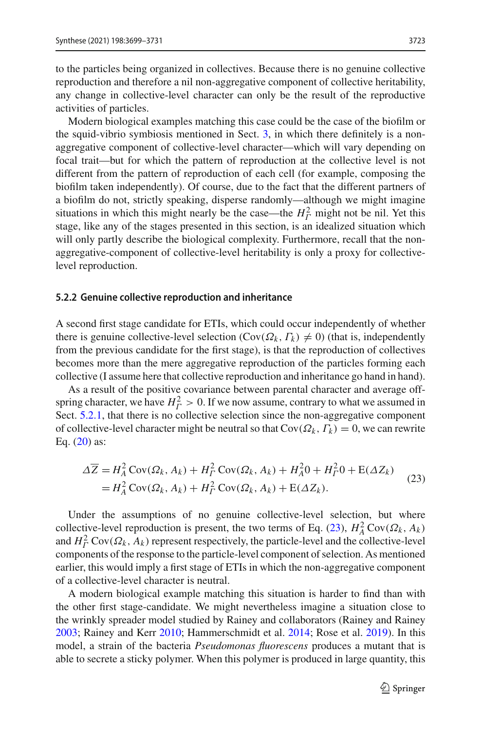to the particles being organized in collectives. Because there is no genuine collective reproduction and therefore a nil non-aggregative component of collective heritability, any change in collective-level character can only be the result of the reproductive activities of particles.

Modern biological examples matching this case could be the case of the biofilm or the squid-vibrio symbiosis mentioned in Sect. 3, in which there definitely is a non-aggregative component of collective-level character—which will vary depending on focal trait—but for which the pattern of reproduction at the collective level is not different from the pattern of reproduction of each cell (for example, composing the biofilm taken independently). Of course, due to the fact that the different partners of a biofilm do not, strictly speaking, disperse randomly—although we might imagine situations in which this might nearly be the case—the $H_{\Gamma}^2$ might not be nil. Yet this stage, like any of the stages presented in this section, is an idealized situation which will only partly describe the biological complexity. Furthermore, recall that the non-aggregative-component of collective-level heritability is only a proxy for collective-level reproduction.

### 5.2.2 Genuine collective reproduction and inheritance

A second first stage candidate for ETIs, which could occur independently of whether there is genuine collective-level selection ($\mathrm{Cov}(\Omega_k, \Gamma_k) \neq 0$) (that is, independently from the previous candidate for the first stage), is that the reproduction of collectives becomes more than the mere aggregative reproduction of the particles forming each collective (I assume here that collective reproduction and inheritance go hand in hand).

As a result of the positive covariance between parental character and average offspring character, we have $H_{\Gamma}^2 > 0$. If we now assume, contrary to what we assumed in Sect. 5.2.1, that there is no collective selection since the non-aggregative component of collective-level character might be neutral so that $\mathrm{Cov}(\Omega_k, \Gamma_k) = 0$, we can rewrite Eq. (20) as:

$$
\begin{aligned}
\Delta\overline{Z} &= H_A^2\,\mathrm{Cov}(\Omega_k, A_k) + H_{\Gamma}^2\,\mathrm{Cov}(\Omega_k, A_k) + H_A^2 0 + H_{\Gamma}^2 0 + \mathrm{E}(\Delta Z_k) \\
&= H_A^2\,\mathrm{Cov}(\Omega_k, A_k) + H_{\Gamma}^2\,\mathrm{Cov}(\Omega_k, A_k) + \mathrm{E}(\Delta Z_k).
\end{aligned}
\tag{23}
$$

Under the assumptions of no genuine collective-level selection, but where collective-level reproduction is present, the two terms of Eq. (23), $H_A^2\,\mathrm{Cov}(\Omega_k, A_k)$ and $H_{\Gamma}^2\,\mathrm{Cov}(\Omega_k, A_k)$ represent respectively, the particle-level and the collective-level components of the response to the particle-level component of selection. As mentioned earlier, this would imply a first stage of ETIs in which the non-aggregative component of a collective-level character is neutral.

A modern biological example matching this situation is harder to find than with the other first stage-candidate. We might nevertheless imagine a situation close to the wrinkly spreader model studied by Rainey and collaborators (Rainey and Rainey 2003; Rainey and Kerr 2010; Hammerschmidt et al. 2014; Rose et al. 2019). In this model, a strain of the bacteria *Pseudomonas fluorescens* produces a mutant that is able to secrete a sticky polymer. When this polymer is produced in large quantity, this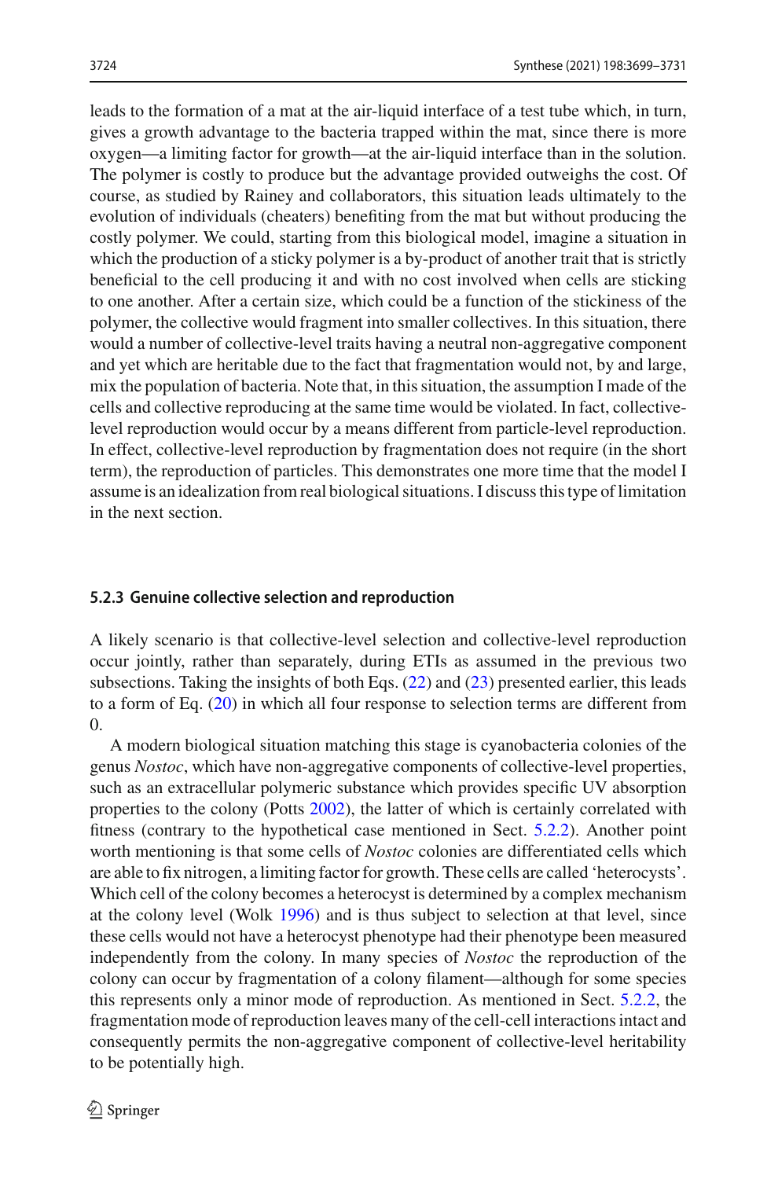leads to the formation of a mat at the air-liquid interface of a test tube which, in turn, gives a growth advantage to the bacteria trapped within the mat, since there is more oxygen—a limiting factor for growth—at the air-liquid interface than in the solution. The polymer is costly to produce but the advantage provided outweighs the cost. Of course, as studied by Rainey and collaborators, this situation leads ultimately to the evolution of individuals (cheaters) benefiting from the mat but without producing the costly polymer. We could, starting from this biological model, imagine a situation in which the production of a sticky polymer is a by-product of another trait that is strictly beneficial to the cell producing it and with no cost involved when cells are sticking to one another. After a certain size, which could be a function of the stickiness of the polymer, the collective would fragment into smaller collectives. In this situation, there would a number of collective-level traits having a neutral non-aggregative component and yet which are heritable due to the fact that fragmentation would not, by and large, mix the population of bacteria. Note that, in this situation, the assumption I made of the cells and collective reproducing at the same time would be violated. In fact, collective-level reproduction would occur by a means different from particle-level reproduction. In effect, collective-level reproduction by fragmentation does not require (in the short term), the reproduction of particles. This demonstrates one more time that the model I assume is an idealization from real biological situations. I discuss this type of limitation in the next section.

#### 5.2.3 Genuine collective selection and reproduction

A likely scenario is that collective-level selection and collective-level reproduction occur jointly, rather than separately, during ETIs as assumed in the previous two subsections. Taking the insights of both Eqs. (22) and (23) presented earlier, this leads to a form of Eq. (20) in which all four response to selection terms are different from 0.

A modern biological situation matching this stage is cyanobacteria colonies of the genus *Nostoc*, which have non-aggregative components of collective-level properties, such as an extracellular polymeric substance which provides specific UV absorption properties to the colony (Potts 2002), the latter of which is certainly correlated with fitness (contrary to the hypothetical case mentioned in Sect. 5.2.2). Another point worth mentioning is that some cells of *Nostoc* colonies are differentiated cells which are able to fix nitrogen, a limiting factor for growth. These cells are called 'heterocysts'. Which cell of the colony becomes a heterocyst is determined by a complex mechanism at the colony level (Wolk 1996) and is thus subject to selection at that level, since these cells would not have a heterocyst phenotype had their phenotype been measured independently from the colony. In many species of *Nostoc* the reproduction of the colony can occur by fragmentation of a colony filament—although for some species this represents only a minor mode of reproduction. As mentioned in Sect. 5.2.2, the fragmentation mode of reproduction leaves many of the cell-cell interactions intact and consequently permits the non-aggregative component of collective-level heritability to be potentially high.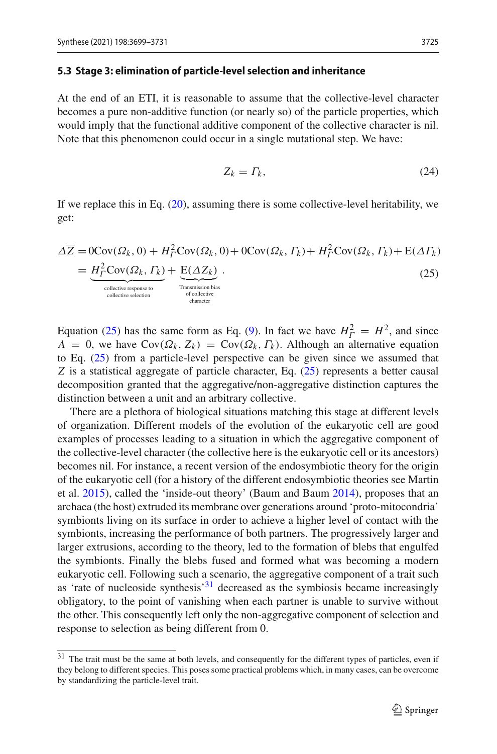### 5.3 Stage 3: elimination of particle-level selection and inheritance

At the end of an ETI, it is reasonable to assume that the collective-level character becomes a pure non-additive function (or nearly so) of the particle properties, which would imply that the functional additive component of the collective character is nil. Note that this phenomenon could occur in a single mutational step. We have:

$$Z_k = \Gamma_k, \tag{24}$$

If we replace this in Eq. (20), assuming there is some collective-level heritability, we get:

$$\begin{aligned}
\Delta\overline{Z} &= 0\mathrm{Cov}(\Omega_k, 0) + H_\Gamma^2\mathrm{Cov}(\Omega_k, 0) + 0\mathrm{Cov}(\Omega_k, \Gamma_k) + H_\Gamma^2\mathrm{Cov}(\Omega_k, \Gamma_k) + \mathrm{E}(\Delta\Gamma_k) \\
&= \underbrace{H_\Gamma^2\mathrm{Cov}(\Omega_k, \Gamma_k)}_{\text{collective response to collective selection}} + \underbrace{\mathrm{E}(\Delta Z_k)}_{\text{Transmission bias of collective character}}.
\end{aligned} \tag{25}$$

Equation (25) has the same form as Eq. (9). In fact we have $H_\Gamma^2 = H^2$, and since $A = 0$, we have $\mathrm{Cov}(\Omega_k, Z_k) = \mathrm{Cov}(\Omega_k, \Gamma_k)$. Although an alternative equation to Eq. (25) from a particle-level perspective can be given since we assumed that $Z$ is a statistical aggregate of particle character, Eq. (25) represents a better causal decomposition granted that the aggregative/non-aggregative distinction captures the distinction between a unit and an arbitrary collective.

There are a plethora of biological situations matching this stage at different levels of organization. Different models of the evolution of the eukaryotic cell are good examples of processes leading to a situation in which the aggregative component of the collective-level character (the collective here is the eukaryotic cell or its ancestors) becomes nil. For instance, a recent version of the endosymbiotic theory for the origin of the eukaryotic cell (for a history of the different endosymbiotic theories see Martin et al. 2015), called the 'inside-out theory' (Baum and Baum 2014), proposes that an archaea (the host) extruded its membrane over generations around 'proto-mitocondria' symbionts living on its surface in order to achieve a higher level of contact with the symbionts, increasing the performance of both partners. The progressively larger and larger extrusions, according to the theory, led to the formation of blebs that engulfed the symbionts. Finally the blebs fused and formed what was becoming a modern eukaryotic cell. Following such a scenario, the aggregative component of a trait such as 'rate of nucleoside synthesis'[31] decreased as the symbiosis became increasingly obligatory, to the point of vanishing when each partner is unable to survive without the other. This consequently left only the non-aggregative component of selection and response to selection as being different from 0.

[31] The trait must be the same at both levels, and consequently for the different types of particles, even if they belong to different species. This poses some practical problems which, in many cases, can be overcome by standardizing the particle-level trait.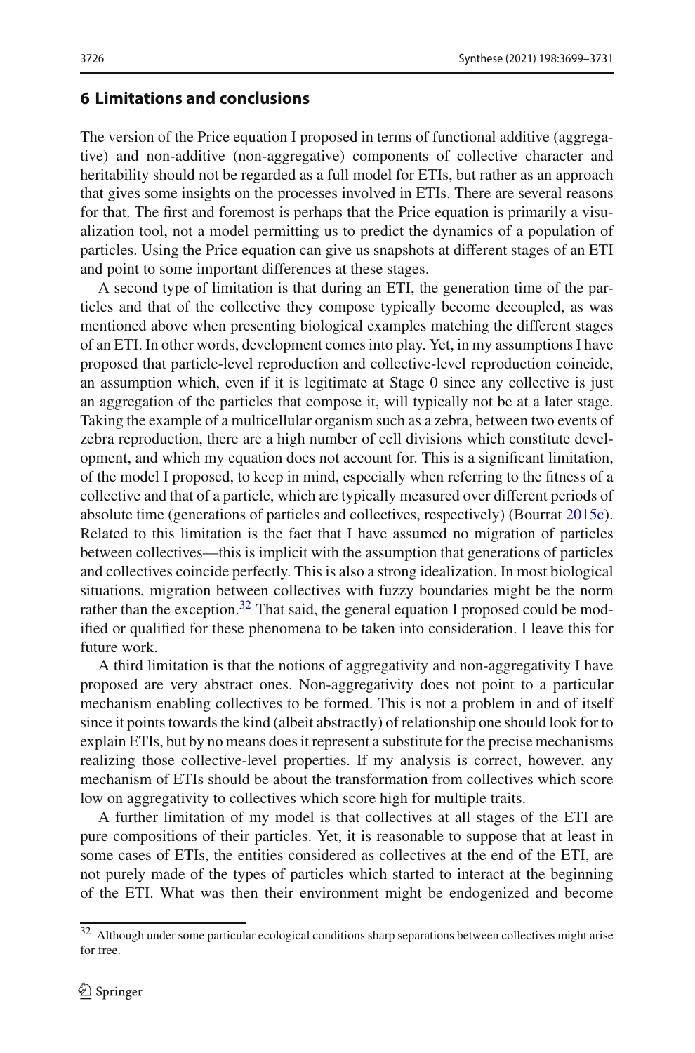## 6 Limitations and conclusions

The version of the Price equation I proposed in terms of functional additive (aggregative) and non-additive (non-aggregative) components of collective character and heritability should not be regarded as a full model for ETIs, but rather as an approach that gives some insights on the processes involved in ETIs. There are several reasons for that. The first and foremost is perhaps that the Price equation is primarily a visualization tool, not a model permitting us to predict the dynamics of a population of particles. Using the Price equation can give us snapshots at different stages of an ETI and point to some important differences at these stages.

A second type of limitation is that during an ETI, the generation time of the particles and that of the collective they compose typically become decoupled, as was mentioned above when presenting biological examples matching the different stages of an ETI. In other words, development comes into play. Yet, in my assumptions I have proposed that particle-level reproduction and collective-level reproduction coincide, an assumption which, even if it is legitimate at Stage 0 since any collective is just an aggregation of the particles that compose it, will typically not be at a later stage. Taking the example of a multicellular organism such as a zebra, between two events of zebra reproduction, there are a high number of cell divisions which constitute development, and which my equation does not account for. This is a significant limitation, of the model I proposed, to keep in mind, especially when referring to the fitness of a collective and that of a particle, which are typically measured over different periods of absolute time (generations of particles and collectives, respectively) (Bourrat 2015c). Related to this limitation is the fact that I have assumed no migration of particles between collectives—this is implicit with the assumption that generations of particles and collectives coincide perfectly. This is also a strong idealization. In most biological situations, migration between collectives with fuzzy boundaries might be the norm rather than the exception.[32] That said, the general equation I proposed could be modified or qualified for these phenomena to be taken into consideration. I leave this for future work.

A third limitation is that the notions of aggregativity and non-aggregativity I have proposed are very abstract ones. Non-aggregativity does not point to a particular mechanism enabling collectives to be formed. This is not a problem in and of itself since it points towards the kind (albeit abstractly) of relationship one should look for to explain ETIs, but by no means does it represent a substitute for the precise mechanisms realizing those collective-level properties. If my analysis is correct, however, any mechanism of ETIs should be about the transformation from collectives which score low on aggregativity to collectives which score high for multiple traits.

A further limitation of my model is that collectives at all stages of the ETI are pure compositions of their particles. Yet, it is reasonable to suppose that at least in some cases of ETIs, the entities considered as collectives at the end of the ETI, are not purely made of the types of particles which started to interact at the beginning of the ETI. What was then their environment might be endogenized and become

[32] Although under some particular ecological conditions sharp separations between collectives might arise for free.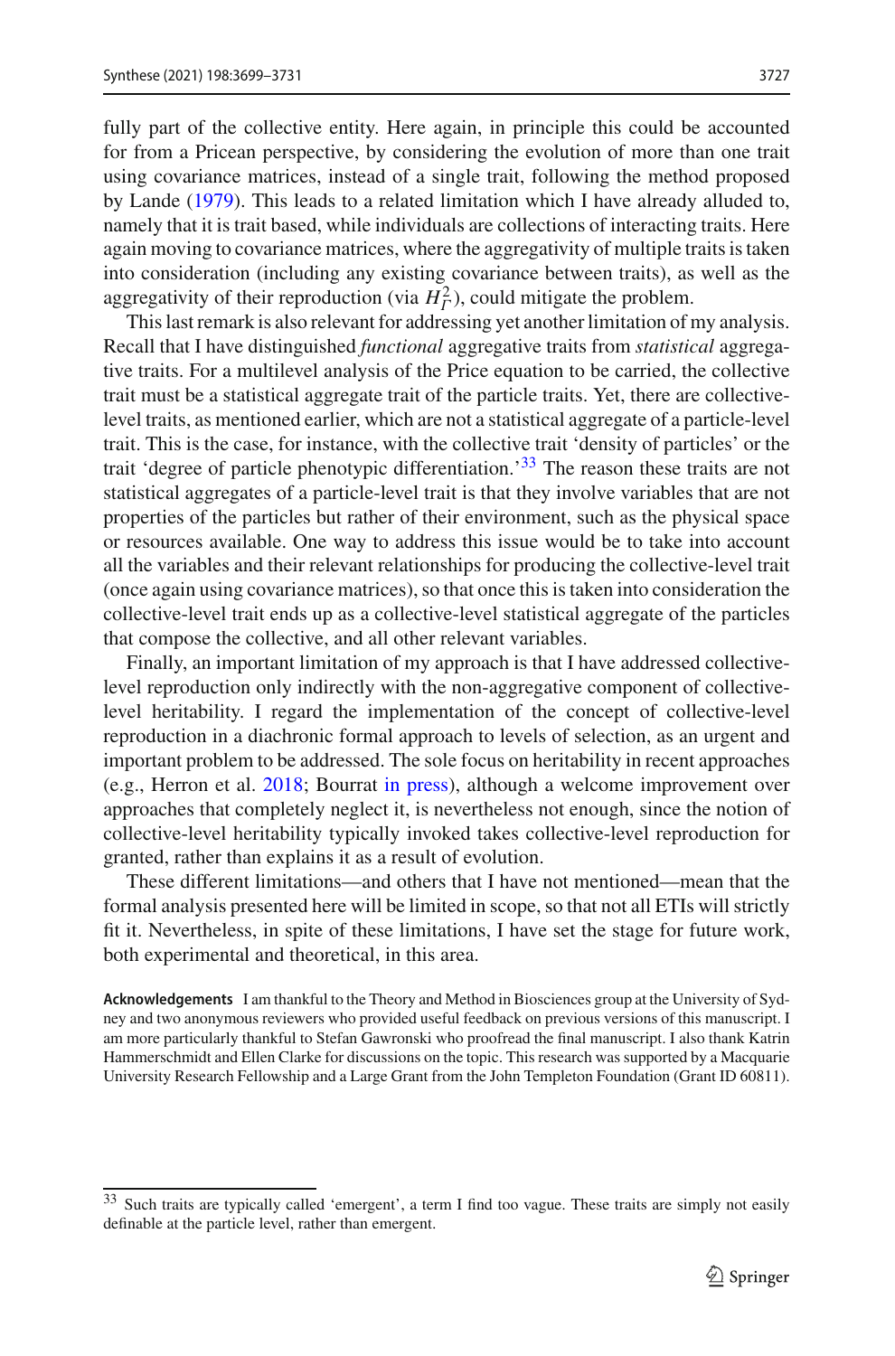fully part of the collective entity. Here again, in principle this could be accounted for from a Pricean perspective, by considering the evolution of more than one trait using covariance matrices, instead of a single trait, following the method proposed by Lande (1979). This leads to a related limitation which I have already alluded to, namely that it is trait based, while individuals are collections of interacting traits. Here again moving to covariance matrices, where the aggregativity of multiple traits is taken into consideration (including any existing covariance between traits), as well as the aggregativity of their reproduction (via $H_{\Gamma}^{2}$), could mitigate the problem.

This last remark is also relevant for addressing yet another limitation of my analysis. Recall that I have distinguished *functional* aggregative traits from *statistical* aggregative traits. For a multilevel analysis of the Price equation to be carried, the collective trait must be a statistical aggregate trait of the particle traits. Yet, there are collective-level traits, as mentioned earlier, which are not a statistical aggregate of a particle-level trait. This is the case, for instance, with the collective trait 'density of particles' or the trait 'degree of particle phenotypic differentiation.'[33] The reason these traits are not statistical aggregates of a particle-level trait is that they involve variables that are not properties of the particles but rather of their environment, such as the physical space or resources available. One way to address this issue would be to take into account all the variables and their relevant relationships for producing the collective-level trait (once again using covariance matrices), so that once this is taken into consideration the collective-level trait ends up as a collective-level statistical aggregate of the particles that compose the collective, and all other relevant variables.

Finally, an important limitation of my approach is that I have addressed collective-level reproduction only indirectly with the non-aggregative component of collective-level heritability. I regard the implementation of the concept of collective-level reproduction in a diachronic formal approach to levels of selection, as an urgent and important problem to be addressed. The sole focus on heritability in recent approaches (e.g., Herron et al. 2018; Bourrat in press), although a welcome improvement over approaches that completely neglect it, is nevertheless not enough, since the notion of collective-level heritability typically invoked takes collective-level reproduction for granted, rather than explains it as a result of evolution.

These different limitations—and others that I have not mentioned—mean that the formal analysis presented here will be limited in scope, so that not all ETIs will strictly fit it. Nevertheless, in spite of these limitations, I have set the stage for future work, both experimental and theoretical, in this area.

**Acknowledgements** I am thankful to the Theory and Method in Biosciences group at the University of Sydney and two anonymous reviewers who provided useful feedback on previous versions of this manuscript. I am more particularly thankful to Stefan Gawronski who proofread the final manuscript. I also thank Katrin Hammerschmidt and Ellen Clarke for discussions on the topic. This research was supported by a Macquarie University Research Fellowship and a Large Grant from the John Templeton Foundation (Grant ID 60811).

[33] Such traits are typically called 'emergent', a term I find too vague. These traits are simply not easily definable at the particle level, rather than emergent.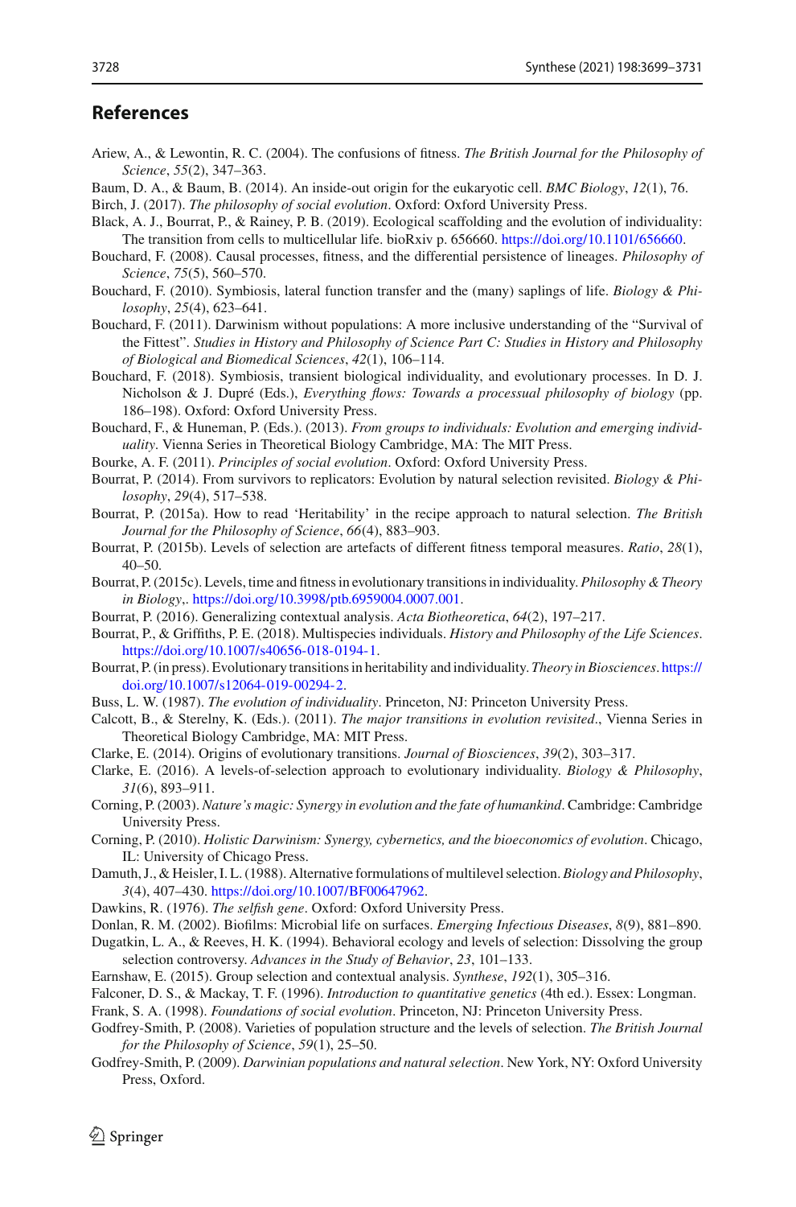## References

Ariew, A., & Lewontin, R. C. (2004). The confusions of fitness. *The British Journal for the Philosophy of Science*, *55*(2), 347–363.

Baum, D. A., & Baum, B. (2014). An inside-out origin for the eukaryotic cell. *BMC Biology*, *12*(1), 76.

Birch, J. (2017). *The philosophy of social evolution*. Oxford: Oxford University Press.

Black, A. J., Bourrat, P., & Rainey, P. B. (2019). Ecological scaffolding and the evolution of individuality: The transition from cells to multicellular life. bioRxiv p. 656660. https://doi.org/10.1101/656660.

Bouchard, F. (2008). Causal processes, fitness, and the differential persistence of lineages. *Philosophy of Science*, *75*(5), 560–570.

Bouchard, F. (2010). Symbiosis, lateral function transfer and the (many) saplings of life. *Biology & Philosophy*, *25*(4), 623–641.

Bouchard, F. (2011). Darwinism without populations: A more inclusive understanding of the "Survival of the Fittest". *Studies in History and Philosophy of Science Part C: Studies in History and Philosophy of Biological and Biomedical Sciences*, *42*(1), 106–114.

Bouchard, F. (2018). Symbiosis, transient biological individuality, and evolutionary processes. In D. J. Nicholson & J. Dupré (Eds.), *Everything flows: Towards a processual philosophy of biology* (pp. 186–198). Oxford: Oxford University Press.

Bouchard, F., & Huneman, P. (Eds.). (2013). *From groups to individuals: Evolution and emerging individuality*. Vienna Series in Theoretical Biology Cambridge, MA: The MIT Press.

Bourke, A. F. (2011). *Principles of social evolution*. Oxford: Oxford University Press.

Bourrat, P. (2014). From survivors to replicators: Evolution by natural selection revisited. *Biology & Philosophy*, *29*(4), 517–538.

Bourrat, P. (2015a). How to read 'Heritability' in the recipe approach to natural selection. *The British Journal for the Philosophy of Science*, *66*(4), 883–903.

Bourrat, P. (2015b). Levels of selection are artefacts of different fitness temporal measures. *Ratio*, *28*(1), 40–50.

Bourrat, P. (2015c). Levels, time and fitness in evolutionary transitions in individuality. *Philosophy & Theory in Biology*,. https://doi.org/10.3998/ptb.6959004.0007.001.

Bourrat, P. (2016). Generalizing contextual analysis. *Acta Biotheoretica*, *64*(2), 197–217.

Bourrat, P., & Griffiths, P. E. (2018). Multispecies individuals. *History and Philosophy of the Life Sciences*. https://doi.org/10.1007/s40656-018-0194-1.

Bourrat, P. (in press). Evolutionary transitions in heritability and individuality. *Theory in Biosciences*. https://doi.org/10.1007/s12064-019-00294-2.

Buss, L. W. (1987). *The evolution of individuality*. Princeton, NJ: Princeton University Press.

Calcott, B., & Sterelny, K. (Eds.). (2011). *The major transitions in evolution revisited*., Vienna Series in Theoretical Biology Cambridge, MA: MIT Press.

Clarke, E. (2014). Origins of evolutionary transitions. *Journal of Biosciences*, *39*(2), 303–317.

Clarke, E. (2016). A levels-of-selection approach to evolutionary individuality. *Biology & Philosophy*, *31*(6), 893–911.

Corning, P. (2003). *Nature's magic: Synergy in evolution and the fate of humankind*. Cambridge: Cambridge University Press.

Corning, P. (2010). *Holistic Darwinism: Synergy, cybernetics, and the bioeconomics of evolution*. Chicago, IL: University of Chicago Press.

Damuth, J., & Heisler, I. L. (1988). Alternative formulations of multilevel selection. *Biology and Philosophy*, *3*(4), 407–430. https://doi.org/10.1007/BF00647962.

Dawkins, R. (1976). *The selfish gene*. Oxford: Oxford University Press.

Donlan, R. M. (2002). Biofilms: Microbial life on surfaces. *Emerging Infectious Diseases*, *8*(9), 881–890.

Dugatkin, L. A., & Reeves, H. K. (1994). Behavioral ecology and levels of selection: Dissolving the group selection controversy. *Advances in the Study of Behavior*, *23*, 101–133.

Earnshaw, E. (2015). Group selection and contextual analysis. *Synthese*, *192*(1), 305–316.

Falconer, D. S., & Mackay, T. F. (1996). *Introduction to quantitative genetics* (4th ed.). Essex: Longman.

Frank, S. A. (1998). *Foundations of social evolution*. Princeton, NJ: Princeton University Press.

Godfrey-Smith, P. (2008). Varieties of population structure and the levels of selection. *The British Journal for the Philosophy of Science*, *59*(1), 25–50.

Godfrey-Smith, P. (2009). *Darwinian populations and natural selection*. New York, NY: Oxford University Press, Oxford.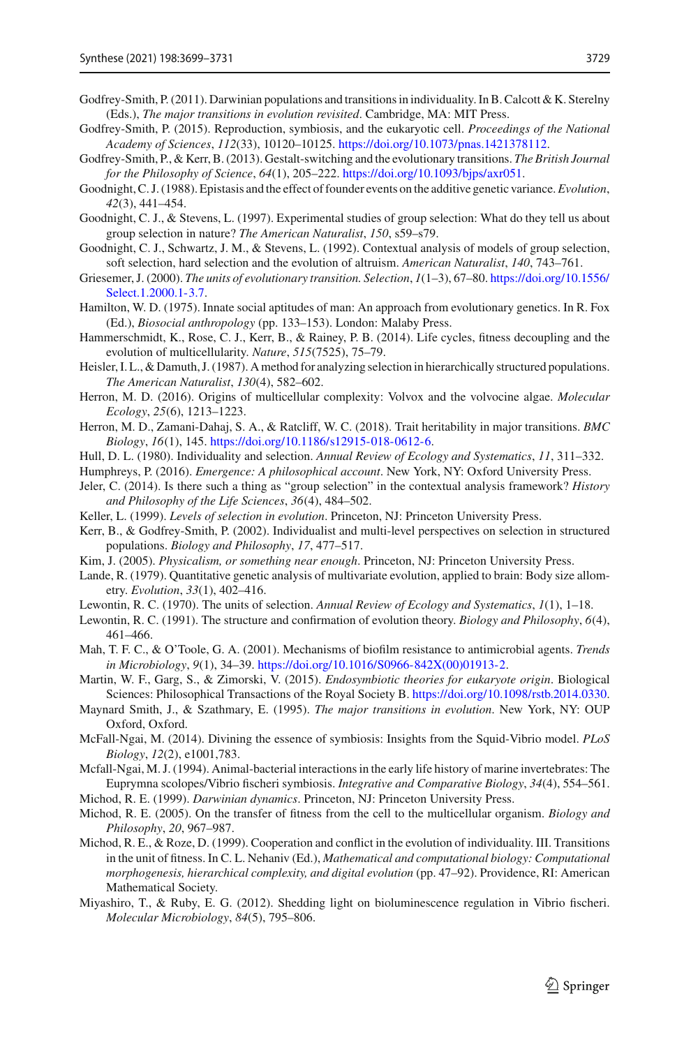Godfrey-Smith, P. (2011). Darwinian populations and transitions in individuality. In B. Calcott & K. Sterelny (Eds.), *The major transitions in evolution revisited*. Cambridge, MA: MIT Press.

Godfrey-Smith, P. (2015). Reproduction, symbiosis, and the eukaryotic cell. *Proceedings of the National Academy of Sciences*, *112*(33), 10120–10125. https://doi.org/10.1073/pnas.1421378112.

Godfrey-Smith, P., & Kerr, B. (2013). Gestalt-switching and the evolutionary transitions. *The British Journal for the Philosophy of Science*, *64*(1), 205–222. https://doi.org/10.1093/bjps/axr051.

Goodnight, C. J. (1988). Epistasis and the effect of founder events on the additive genetic variance. *Evolution*, *42*(3), 441–454.

Goodnight, C. J., & Stevens, L. (1997). Experimental studies of group selection: What do they tell us about group selection in nature? *The American Naturalist*, *150*, s59–s79.

Goodnight, C. J., Schwartz, J. M., & Stevens, L. (1992). Contextual analysis of models of group selection, soft selection, hard selection and the evolution of altruism. *American Naturalist*, *140*, 743–761.

Griesemer, J. (2000). *The units of evolutionary transition. Selection*, *1*(1–3), 67–80. https://doi.org/10.1556/Select.1.2000.1-3.7.

Hamilton, W. D. (1975). Innate social aptitudes of man: An approach from evolutionary genetics. In R. Fox (Ed.), *Biosocial anthropology* (pp. 133–153). London: Malaby Press.

Hammerschmidt, K., Rose, C. J., Kerr, B., & Rainey, P. B. (2014). Life cycles, fitness decoupling and the evolution of multicellularity. *Nature*, *515*(7525), 75–79.

Heisler, I. L., & Damuth, J. (1987). A method for analyzing selection in hierarchically structured populations. *The American Naturalist*, *130*(4), 582–602.

Herron, M. D. (2016). Origins of multicellular complexity: Volvox and the volvocine algae. *Molecular Ecology*, *25*(6), 1213–1223.

Herron, M. D., Zamani-Dahaj, S. A., & Ratcliff, W. C. (2018). Trait heritability in major transitions. *BMC Biology*, *16*(1), 145. https://doi.org/10.1186/s12915-018-0612-6.

Hull, D. L. (1980). Individuality and selection. *Annual Review of Ecology and Systematics*, *11*, 311–332.

Humphreys, P. (2016). *Emergence: A philosophical account*. New York, NY: Oxford University Press.

Jeler, C. (2014). Is there such a thing as "group selection" in the contextual analysis framework? *History and Philosophy of the Life Sciences*, *36*(4), 484–502.

Keller, L. (1999). *Levels of selection in evolution*. Princeton, NJ: Princeton University Press.

Kerr, B., & Godfrey-Smith, P. (2002). Individualist and multi-level perspectives on selection in structured populations. *Biology and Philosophy*, *17*, 477–517.

Kim, J. (2005). *Physicalism, or something near enough*. Princeton, NJ: Princeton University Press.

Lande, R. (1979). Quantitative genetic analysis of multivariate evolution, applied to brain: Body size allometry. *Evolution*, *33*(1), 402–416.

Lewontin, R. C. (1970). The units of selection. *Annual Review of Ecology and Systematics*, *1*(1), 1–18.

Lewontin, R. C. (1991). The structure and confirmation of evolution theory. *Biology and Philosophy*, *6*(4), 461–466.

Mah, T. F. C., & O'Toole, G. A. (2001). Mechanisms of biofilm resistance to antimicrobial agents. *Trends in Microbiology*, *9*(1), 34–39. https://doi.org/10.1016/S0966-842X(00)01913-2.

Martin, W. F., Garg, S., & Zimorski, V. (2015). *Endosymbiotic theories for eukaryote origin*. Biological Sciences: Philosophical Transactions of the Royal Society B. https://doi.org/10.1098/rstb.2014.0330.

Maynard Smith, J., & Szathmary, E. (1995). *The major transitions in evolution*. New York, NY: OUP Oxford, Oxford.

McFall-Ngai, M. (2014). Divining the essence of symbiosis: Insights from the Squid-Vibrio model. *PLoS Biology*, *12*(2), e1001,783.

Mcfall-Ngai, M. J. (1994). Animal-bacterial interactions in the early life history of marine invertebrates: The Euprymna scolopes/Vibrio fischeri symbiosis. *Integrative and Comparative Biology*, *34*(4), 554–561.

Michod, R. E. (1999). *Darwinian dynamics*. Princeton, NJ: Princeton University Press.

Michod, R. E. (2005). On the transfer of fitness from the cell to the multicellular organism. *Biology and Philosophy*, *20*, 967–987.

Michod, R. E., & Roze, D. (1999). Cooperation and conflict in the evolution of individuality. III. Transitions in the unit of fitness. In C. L. Nehaniv (Ed.), *Mathematical and computational biology: Computational morphogenesis, hierarchical complexity, and digital evolution* (pp. 47–92). Providence, RI: American Mathematical Society.

Miyashiro, T., & Ruby, E. G. (2012). Shedding light on bioluminescence regulation in Vibrio fischeri. *Molecular Microbiology*, *84*(5), 795–806.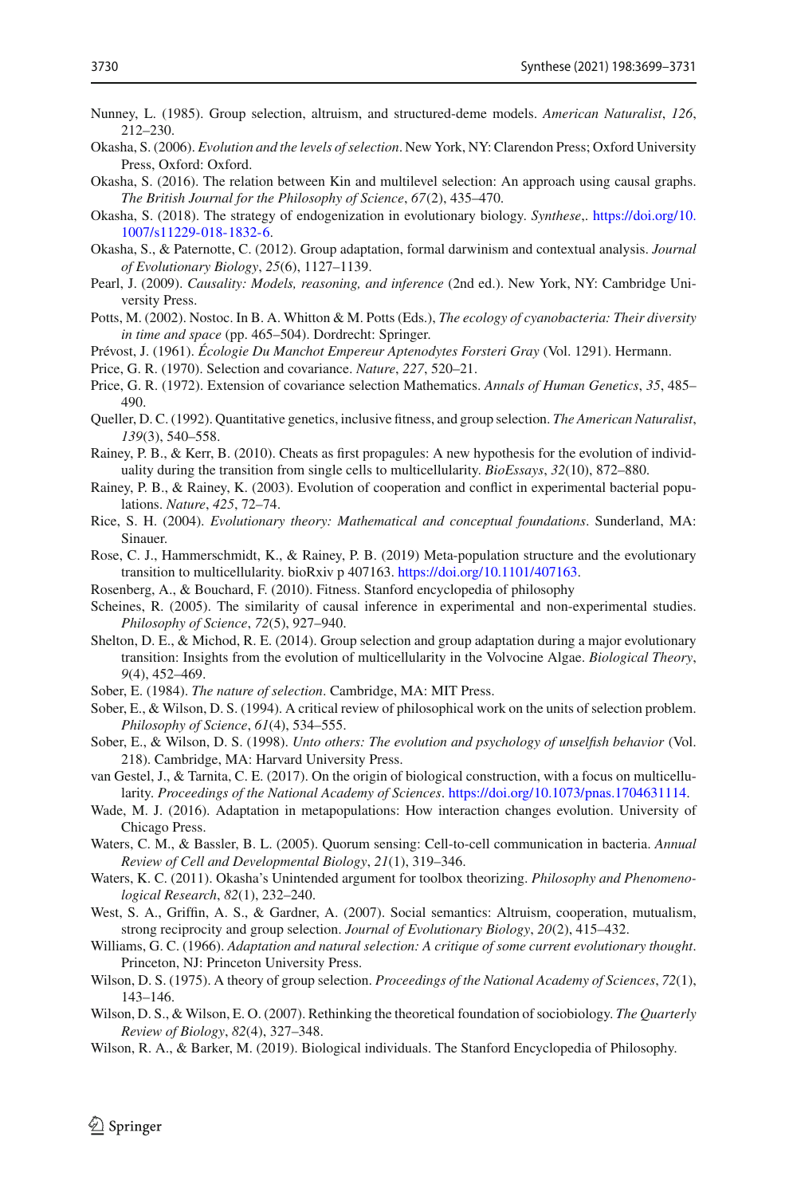Nunney, L. (1985). Group selection, altruism, and structured-deme models. *American Naturalist*, *126*, 212–230.

Okasha, S. (2006). *Evolution and the levels of selection*. New York, NY: Clarendon Press; Oxford University Press, Oxford: Oxford.

Okasha, S. (2016). The relation between Kin and multilevel selection: An approach using causal graphs. *The British Journal for the Philosophy of Science*, *67*(2), 435–470.

Okasha, S. (2018). The strategy of endogenization in evolutionary biology. *Synthese*,. https://doi.org/10.1007/s11229-018-1832-6.

Okasha, S., & Paternotte, C. (2012). Group adaptation, formal darwinism and contextual analysis. *Journal of Evolutionary Biology*, *25*(6), 1127–1139.

Pearl, J. (2009). *Causality: Models, reasoning, and inference* (2nd ed.). New York, NY: Cambridge University Press.

Potts, M. (2002). Nostoc. In B. A. Whitton & M. Potts (Eds.), *The ecology of cyanobacteria: Their diversity in time and space* (pp. 465–504). Dordrecht: Springer.

Prévost, J. (1961). *Écologie Du Manchot Empereur Aptenodytes Forsteri Gray* (Vol. 1291). Hermann.

Price, G. R. (1970). Selection and covariance. *Nature*, *227*, 520–21.

Price, G. R. (1972). Extension of covariance selection Mathematics. *Annals of Human Genetics*, *35*, 485–490.

Queller, D. C. (1992). Quantitative genetics, inclusive fitness, and group selection. *The American Naturalist*, *139*(3), 540–558.

Rainey, P. B., & Kerr, B. (2010). Cheats as first propagules: A new hypothesis for the evolution of individuality during the transition from single cells to multicellularity. *BioEssays*, *32*(10), 872–880.

Rainey, P. B., & Rainey, K. (2003). Evolution of cooperation and conflict in experimental bacterial populations. *Nature*, *425*, 72–74.

Rice, S. H. (2004). *Evolutionary theory: Mathematical and conceptual foundations*. Sunderland, MA: Sinauer.

Rose, C. J., Hammerschmidt, K., & Rainey, P. B. (2019) Meta-population structure and the evolutionary transition to multicellularity. bioRxiv p 407163. https://doi.org/10.1101/407163.

Rosenberg, A., & Bouchard, F. (2010). Fitness. Stanford encyclopedia of philosophy

Scheines, R. (2005). The similarity of causal inference in experimental and non-experimental studies. *Philosophy of Science*, *72*(5), 927–940.

Shelton, D. E., & Michod, R. E. (2014). Group selection and group adaptation during a major evolutionary transition: Insights from the evolution of multicellularity in the Volvocine Algae. *Biological Theory*, *9*(4), 452–469.

Sober, E. (1984). *The nature of selection*. Cambridge, MA: MIT Press.

Sober, E., & Wilson, D. S. (1994). A critical review of philosophical work on the units of selection problem. *Philosophy of Science*, *61*(4), 534–555.

Sober, E., & Wilson, D. S. (1998). *Unto others: The evolution and psychology of unselfish behavior* (Vol. 218). Cambridge, MA: Harvard University Press.

van Gestel, J., & Tarnita, C. E. (2017). On the origin of biological construction, with a focus on multicellularity. *Proceedings of the National Academy of Sciences*. https://doi.org/10.1073/pnas.1704631114.

Wade, M. J. (2016). Adaptation in metapopulations: How interaction changes evolution. University of Chicago Press.

Waters, C. M., & Bassler, B. L. (2005). Quorum sensing: Cell-to-cell communication in bacteria. *Annual Review of Cell and Developmental Biology*, *21*(1), 319–346.

Waters, K. C. (2011). Okasha's Unintended argument for toolbox theorizing. *Philosophy and Phenomenological Research*, *82*(1), 232–240.

West, S. A., Griffin, A. S., & Gardner, A. (2007). Social semantics: Altruism, cooperation, mutualism, strong reciprocity and group selection. *Journal of Evolutionary Biology*, *20*(2), 415–432.

Williams, G. C. (1966). *Adaptation and natural selection: A critique of some current evolutionary thought*. Princeton, NJ: Princeton University Press.

Wilson, D. S. (1975). A theory of group selection. *Proceedings of the National Academy of Sciences*, *72*(1), 143–146.

Wilson, D. S., & Wilson, E. O. (2007). Rethinking the theoretical foundation of sociobiology. *The Quarterly Review of Biology*, *82*(4), 327–348.

Wilson, R. A., & Barker, M. (2019). Biological individuals. The Stanford Encyclopedia of Philosophy.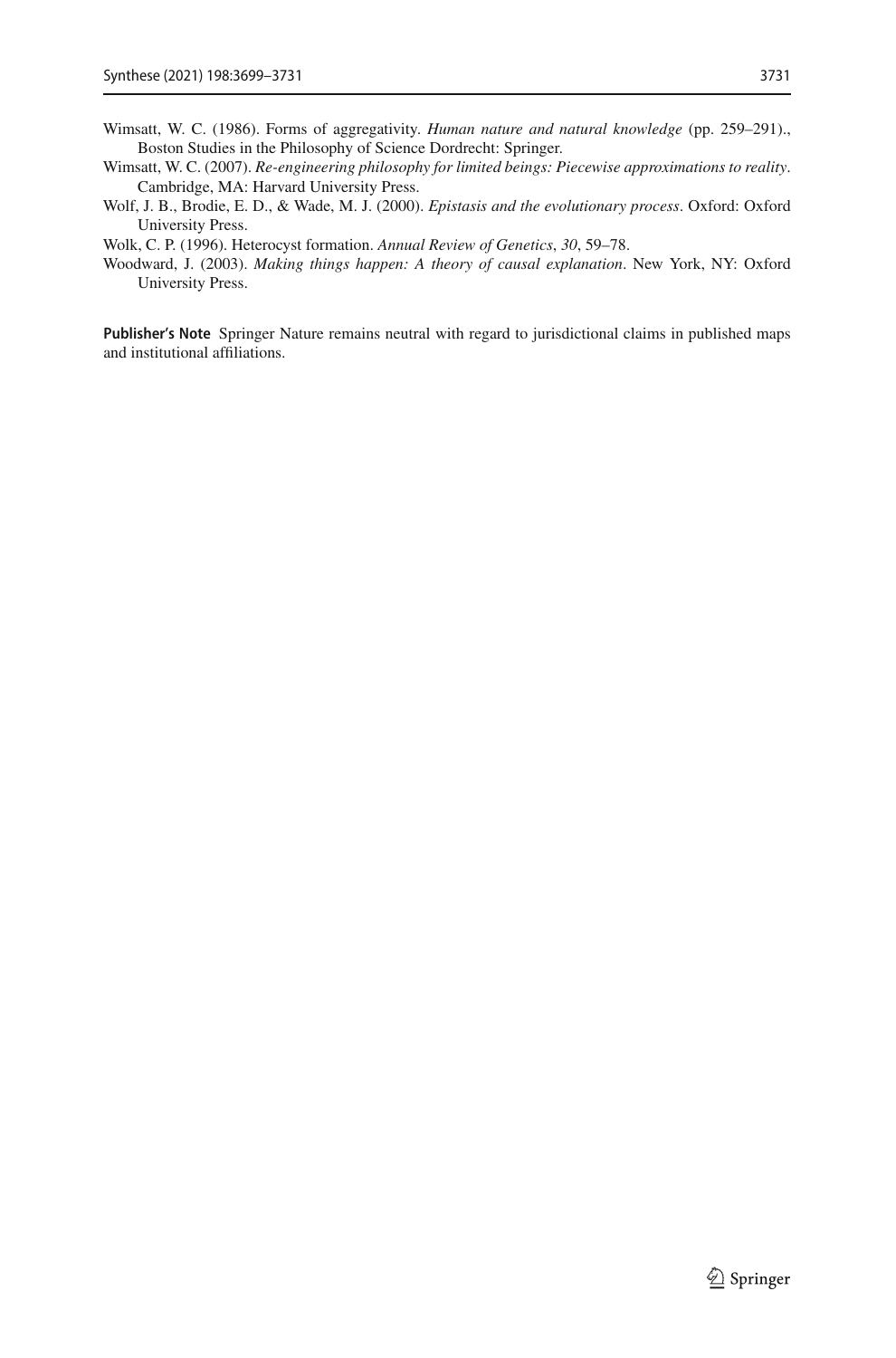Wimsatt, W. C. (1986). Forms of aggregativity. *Human nature and natural knowledge* (pp. 259–291)., Boston Studies in the Philosophy of Science Dordrecht: Springer.

Wimsatt, W. C. (2007). *Re-engineering philosophy for limited beings: Piecewise approximations to reality*. Cambridge, MA: Harvard University Press.

Wolf, J. B., Brodie, E. D., & Wade, M. J. (2000). *Epistasis and the evolutionary process*. Oxford: Oxford University Press.

Wolk, C. P. (1996). Heterocyst formation. *Annual Review of Genetics*, *30*, 59–78.

Woodward, J. (2003). *Making things happen: A theory of causal explanation*. New York, NY: Oxford University Press.

**Publisher's Note** Springer Nature remains neutral with regard to jurisdictional claims in published maps and institutional affiliations.